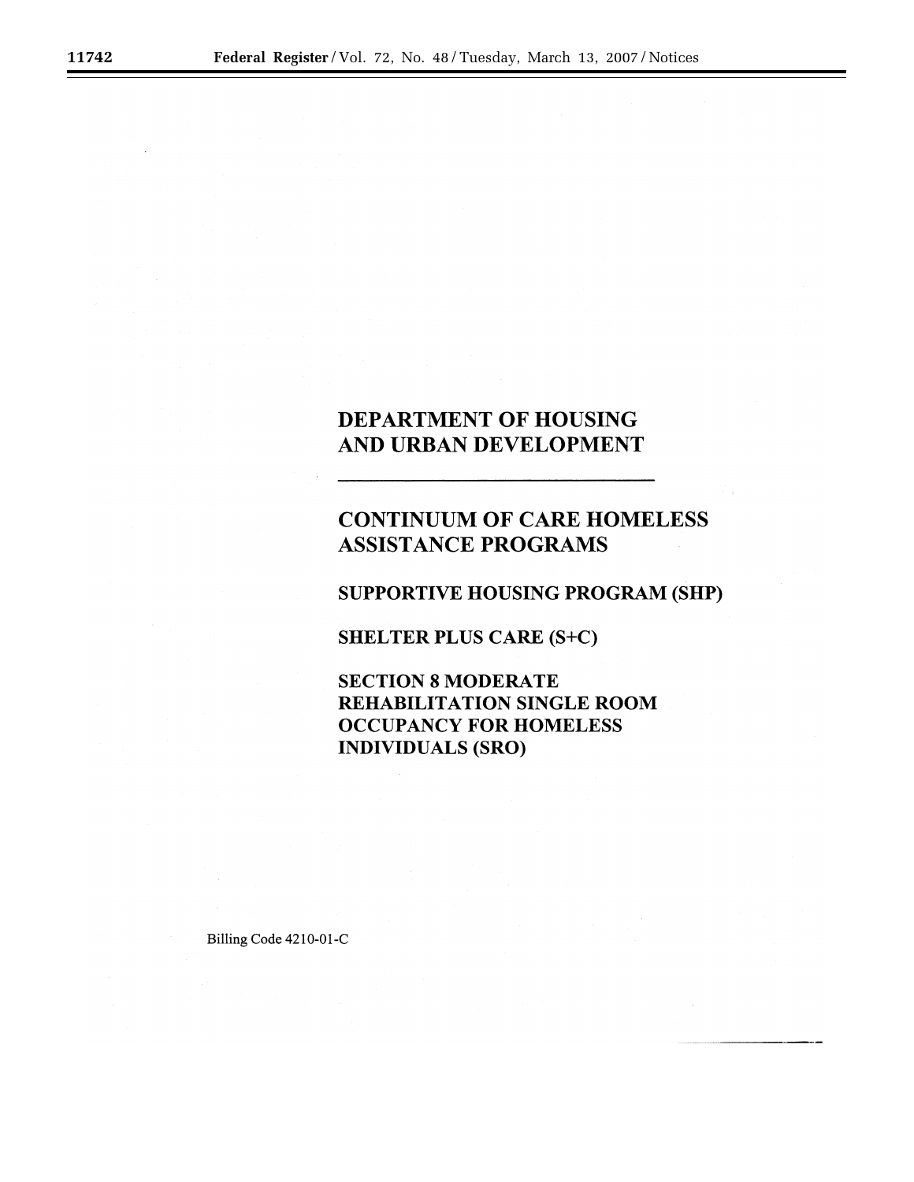# DEPARTMENT OF HOUSING AND URBAN DEVELOPMENT

---

## CONTINUUM OF CARE HOMELESS ASSISTANCE PROGRAMS

### SUPPORTIVE HOUSING PROGRAM (SHP)

### SHELTER PLUS CARE (S+C)

### SECTION 8 MODERATE REHABILITATION SINGLE ROOM OCCUPANCY FOR HOMELESS INDIVIDUALS (SRO)

Billing Code 4210-01-C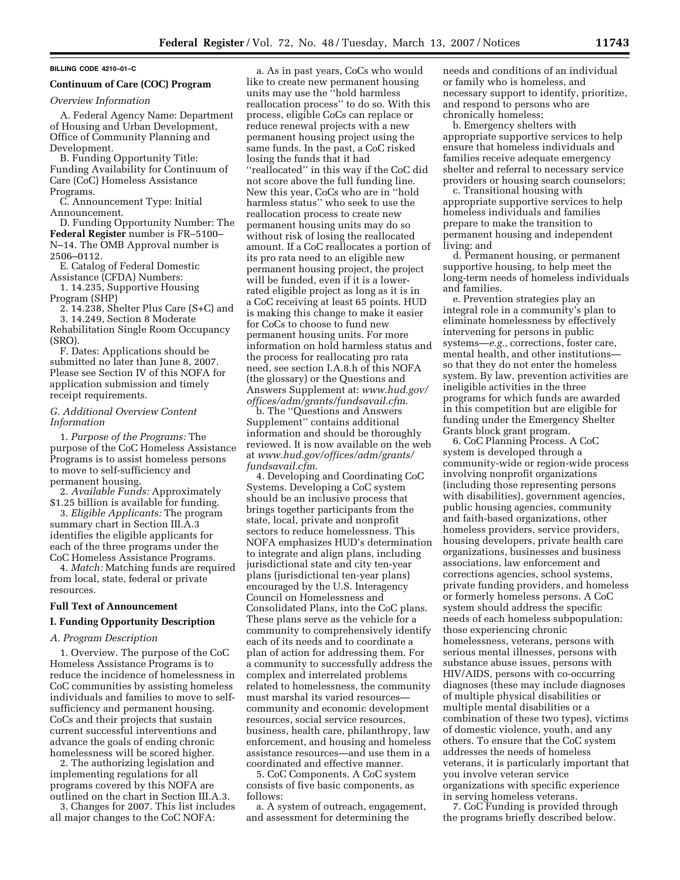**BILLING CODE 4210–01–C**

## Continuum of Care (COC) Program

### *Overview Information*

A. Federal Agency Name: Department of Housing and Urban Development, Office of Community Planning and Development.

B. Funding Opportunity Title: Funding Availability for Continuum of Care (CoC) Homeless Assistance Programs.

C. Announcement Type: Initial Announcement.

D. Funding Opportunity Number: The **Federal Register** number is FR–5100–N–14. The OMB Approval number is 2506–0112.

E. Catalog of Federal Domestic Assistance (CFDA) Numbers:

1. 14.235, Supportive Housing Program (SHP)

2. 14.238, Shelter Plus Care (S+C) and

3. 14.249, Section 8 Moderate Rehabilitation Single Room Occupancy (SRO).

F. Dates: Applications should be submitted no later than June 8, 2007. Please see Section IV of this NOFA for application submission and timely receipt requirements.

### *G. Additional Overview Content Information*

1. *Purpose of the Programs:* The purpose of the CoC Homeless Assistance Programs is to assist homeless persons to move to self-sufficiency and permanent housing.

2. *Available Funds:* Approximately $1.25 billion is available for funding.

3. *Eligible Applicants:* The program summary chart in Section III.A.3 identifies the eligible applicants for each of the three programs under the CoC Homeless Assistance Programs.

4. *Match:* Matching funds are required from local, state, federal or private resources.

## Full Text of Announcement

## I. Funding Opportunity Description

### *A. Program Description*

1. Overview. The purpose of the CoC Homeless Assistance Programs is to reduce the incidence of homelessness in CoC communities by assisting homeless individuals and families to move to self-sufficiency and permanent housing. CoCs and their projects that sustain current successful interventions and advance the goals of ending chronic homelessness will be scored higher.

2. The authorizing legislation and implementing regulations for all programs covered by this NOFA are outlined on the chart in Section III.A.3.

3. Changes for 2007. This list includes all major changes to the CoC NOFA:

a. As in past years, CoCs who would like to create new permanent housing units may use the ''hold harmless reallocation process'' to do so. With this process, eligible CoCs can replace or reduce renewal projects with a new permanent housing project using the same funds. In the past, a CoC risked losing the funds that it had ''reallocated'' in this way if the CoC did not score above the full funding line. New this year, CoCs who are in ''hold harmless status'' who seek to use the reallocation process to create new permanent housing units may do so without risk of losing the reallocated amount. If a CoC reallocates a portion of its pro rata need to an eligible new permanent housing project, the project will be funded, even if it is a lower-rated eligible project as long as it is in a CoC receiving at least 65 points. HUD is making this change to make it easier for CoCs to choose to fund new permanent housing units. For more information on hold harmless status and the process for reallocating pro rata need, see section I.A.8.h of this NOFA (the glossary) or the Questions and Answers Supplement at: *www.hud.gov/offices/adm/grants/fundsavail.cfm.*

b. The ''Questions and Answers Supplement'' contains additional information and should be thoroughly reviewed. It is now available on the web at *www.hud.gov/offices/adm/grants/fundsavail.cfm.*

4. Developing and Coordinating CoC Systems. Developing a CoC system should be an inclusive process that brings together participants from the state, local, private and nonprofit sectors to reduce homelessness. This NOFA emphasizes HUD's determination to integrate and align plans, including jurisdictional state and city ten-year plans (jurisdictional ten-year plans) encouraged by the U.S. Interagency Council on Homelessness and Consolidated Plans, into the CoC plans. These plans serve as the vehicle for a community to comprehensively identify each of its needs and to coordinate a plan of action for addressing them. For a community to successfully address the complex and interrelated problems related to homelessness, the community must marshal its varied resources—community and economic development resources, social service resources, business, health care, philanthropy, law enforcement, and housing and homeless assistance resources—and use them in a coordinated and effective manner.

5. CoC Components. A CoC system consists of five basic components, as follows:

a. A system of outreach, engagement, and assessment for determining the needs and conditions of an individual or family who is homeless, and necessary support to identify, prioritize, and respond to persons who are chronically homeless;

b. Emergency shelters with appropriate supportive services to help ensure that homeless individuals and families receive adequate emergency shelter and referral to necessary service providers or housing search counselors;

c. Transitional housing with appropriate supportive services to help homeless individuals and families prepare to make the transition to permanent housing and independent living; and

d. Permanent housing, or permanent supportive housing, to help meet the long-term needs of homeless individuals and families.

e. Prevention strategies play an integral role in a community's plan to eliminate homelessness by effectively intervening for persons in public systems—*e.g.*, corrections, foster care, mental health, and other institutions—so that they do not enter the homeless system. By law, prevention activities are ineligible activities in the three programs for which funds are awarded in this competition but are eligible for funding under the Emergency Shelter Grants block grant program.

6. CoC Planning Process. A CoC system is developed through a community-wide or region-wide process involving nonprofit organizations (including those representing persons with disabilities), government agencies, public housing agencies, community and faith-based organizations, other homeless providers, service providers, housing developers, private health care organizations, businesses and business associations, law enforcement and corrections agencies, school systems, private funding providers, and homeless or formerly homeless persons. A CoC system should address the specific needs of each homeless subpopulation: those experiencing chronic homelessness, veterans, persons with serious mental illnesses, persons with substance abuse issues, persons with HIV/AIDS, persons with co-occurring diagnoses (these may include diagnoses of multiple physical disabilities or multiple mental disabilities or a combination of these two types), victims of domestic violence, youth, and any others. To ensure that the CoC system addresses the needs of homeless veterans, it is particularly important that you involve veteran service organizations with specific experience in serving homeless veterans.

7. CoC Funding is provided through the programs briefly described below.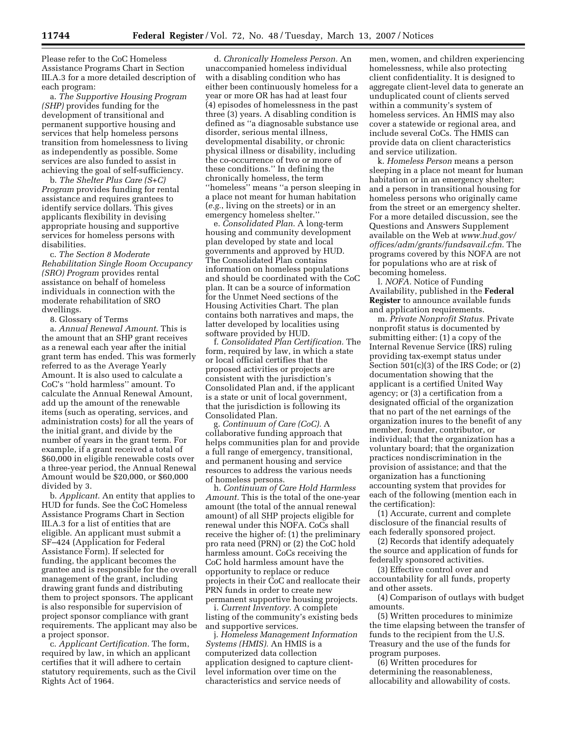Please refer to the CoC Homeless Assistance Programs Chart in Section III.A.3 for a more detailed description of each program:

a. *The Supportive Housing Program (SHP)* provides funding for the development of transitional and permanent supportive housing and services that help homeless persons transition from homelessness to living as independently as possible. Some services are also funded to assist in achieving the goal of self-sufficiency.

b. *The Shelter Plus Care (S+C) Program* provides funding for rental assistance and requires grantees to identify service dollars. This gives applicants flexibility in devising appropriate housing and supportive services for homeless persons with disabilities.

c. *The Section 8 Moderate Rehabilitation Single Room Occupancy (SRO) Program* provides rental assistance on behalf of homeless individuals in connection with the moderate rehabilitation of SRO dwellings.

8. Glossary of Terms

a. *Annual Renewal Amount.* This is the amount that an SHP grant receives as a renewal each year after the initial grant term has ended. This was formerly referred to as the Average Yearly Amount. It is also used to calculate a CoC's ''hold harmless'' amount. To calculate the Annual Renewal Amount, add up the amount of the renewable items (such as operating, services, and administration costs) for all the years of the initial grant, and divide by the number of years in the grant term. For example, if a grant received a total of $60,000 in eligible renewable costs over a three-year period, the Annual Renewal Amount would be $20,000, or $60,000 divided by 3.

b. *Applicant.* An entity that applies to HUD for funds. See the CoC Homeless Assistance Programs Chart in Section III.A.3 for a list of entities that are eligible. An applicant must submit a SF–424 (Application for Federal Assistance Form). If selected for funding, the applicant becomes the grantee and is responsible for the overall management of the grant, including drawing grant funds and distributing them to project sponsors. The applicant is also responsible for supervision of project sponsor compliance with grant requirements. The applicant may also be a project sponsor.

c. *Applicant Certification.* The form, required by law, in which an applicant certifies that it will adhere to certain statutory requirements, such as the Civil Rights Act of 1964.

d. *Chronically Homeless Person.* An unaccompanied homeless individual with a disabling condition who has either been continuously homeless for a year or more OR has had at least four (4) episodes of homelessness in the past three (3) years. A disabling condition is defined as ''a diagnosable substance use disorder, serious mental illness, developmental disability, or chronic physical illness or disability, including the co-occurrence of two or more of these conditions.'' In defining the chronically homeless, the term ''homeless'' means ''a person sleeping in a place not meant for human habitation (*e.g.*, living on the streets) or in an emergency homeless shelter.''

e. *Consolidated Plan.* A long-term housing and community development plan developed by state and local governments and approved by HUD. The Consolidated Plan contains information on homeless populations and should be coordinated with the CoC plan. It can be a source of information for the Unmet Need sections of the Housing Activities Chart. The plan contains both narratives and maps, the latter developed by localities using software provided by HUD.

f. *Consolidated Plan Certification.* The form, required by law, in which a state or local official certifies that the proposed activities or projects are consistent with the jurisdiction's Consolidated Plan and, if the applicant is a state or unit of local government, that the jurisdiction is following its Consolidated Plan.

g. *Continuum of Care (CoC).* A collaborative funding approach that helps communities plan for and provide a full range of emergency, transitional, and permanent housing and service resources to address the various needs of homeless persons.

h. *Continuum of Care Hold Harmless Amount.* This is the total of the one-year amount (the total of the annual renewal amount) of all SHP projects eligible for renewal under this NOFA. CoCs shall receive the higher of: (1) the preliminary pro rata need (PRN) or (2) the CoC hold harmless amount. CoCs receiving the CoC hold harmless amount have the opportunity to replace or reduce projects in their CoC and reallocate their PRN funds in order to create new permanent supportive housing projects.

i. *Current Inventory.* A complete listing of the community's existing beds and supportive services.

j. *Homeless Management Information Systems (HMIS).* An HMIS is a computerized data collection application designed to capture client-level information over time on the characteristics and service needs of men, women, and children experiencing homelessness, while also protecting client confidentiality. It is designed to aggregate client-level data to generate an unduplicated count of clients served within a community's system of homeless services. An HMIS may also cover a statewide or regional area, and include several CoCs. The HMIS can provide data on client characteristics and service utilization.

k. *Homeless Person* means a person sleeping in a place not meant for human habitation or in an emergency shelter; and a person in transitional housing for homeless persons who originally came from the street or an emergency shelter. For a more detailed discussion, see the Questions and Answers Supplement available on the Web at *www.hud.gov/offices/adm/grants/fundsavail.cfm*. The programs covered by this NOFA are not for populations who are at risk of becoming homeless.

l. *NOFA.* Notice of Funding Availability, published in the **Federal Register** to announce available funds and application requirements.

m. *Private Nonprofit Status.* Private nonprofit status is documented by submitting either: (1) a copy of the Internal Revenue Service (IRS) ruling providing tax-exempt status under Section 501(c)(3) of the IRS Code; or (2) documentation showing that the applicant is a certified United Way agency; or (3) a certification from a designated official of the organization that no part of the net earnings of the organization inures to the benefit of any member, founder, contributor, or individual; that the organization has a voluntary board; that the organization practices nondiscrimination in the provision of assistance; and that the organization has a functioning accounting system that provides for each of the following (mention each in the certification):

(1) Accurate, current and complete disclosure of the financial results of each federally sponsored project.

(2) Records that identify adequately the source and application of funds for federally sponsored activities.

(3) Effective control over and accountability for all funds, property and other assets.

(4) Comparison of outlays with budget amounts.

(5) Written procedures to minimize the time elapsing between the transfer of funds to the recipient from the U.S. Treasury and the use of the funds for program purposes.

(6) Written procedures for determining the reasonableness, allocability and allowability of costs.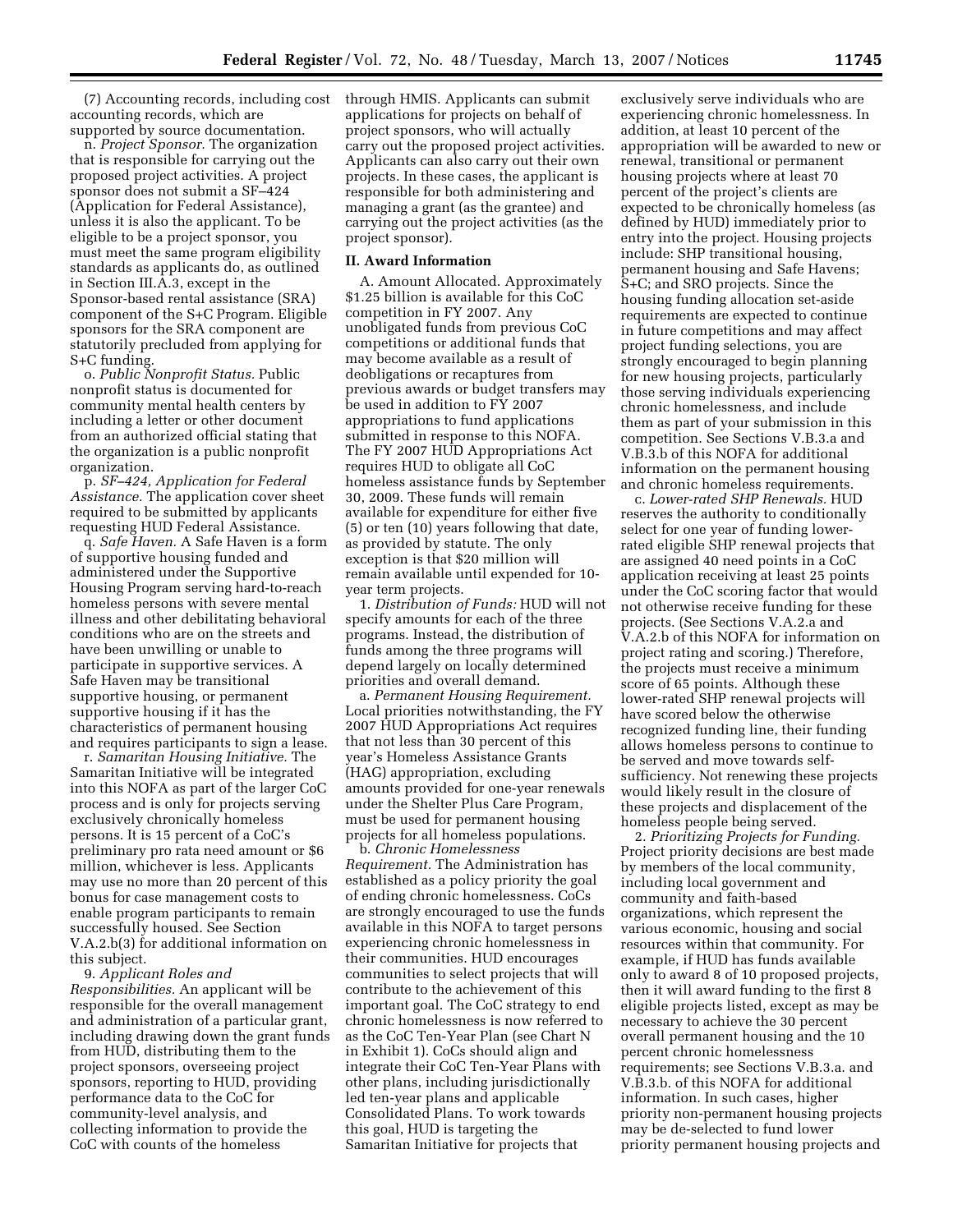(7) Accounting records, including cost accounting records, which are supported by source documentation.

n. *Project Sponsor.* The organization that is responsible for carrying out the proposed project activities. A project sponsor does not submit a SF–424 (Application for Federal Assistance), unless it is also the applicant. To be eligible to be a project sponsor, you must meet the same program eligibility standards as applicants do, as outlined in Section III.A.3, except in the Sponsor-based rental assistance (SRA) component of the S+C Program. Eligible sponsors for the SRA component are statutorily precluded from applying for S+C funding.

o. *Public Nonprofit Status.* Public nonprofit status is documented for community mental health centers by including a letter or other document from an authorized official stating that the organization is a public nonprofit organization.

p. *SF–424, Application for Federal Assistance.* The application cover sheet required to be submitted by applicants requesting HUD Federal Assistance.

q. *Safe Haven.* A Safe Haven is a form of supportive housing funded and administered under the Supportive Housing Program serving hard-to-reach homeless persons with severe mental illness and other debilitating behavioral conditions who are on the streets and have been unwilling or unable to participate in supportive services. A Safe Haven may be transitional supportive housing, or permanent supportive housing if it has the characteristics of permanent housing and requires participants to sign a lease.

r. *Samaritan Housing Initiative.* The Samaritan Initiative will be integrated into this NOFA as part of the larger CoC process and is only for projects serving exclusively chronically homeless persons. It is 15 percent of a CoC's preliminary pro rata need amount or $6 million, whichever is less. Applicants may use no more than 20 percent of this bonus for case management costs to enable program participants to remain successfully housed. See Section V.A.2.b(3) for additional information on this subject.

9. *Applicant Roles and Responsibilities.* An applicant will be responsible for the overall management and administration of a particular grant, including drawing down the grant funds from HUD, distributing them to the project sponsors, overseeing project sponsors, reporting to HUD, providing performance data to the CoC for community-level analysis, and collecting information to provide the CoC with counts of the homeless through HMIS. Applicants can submit applications for projects on behalf of project sponsors, who will actually carry out the proposed project activities. Applicants can also carry out their own projects. In these cases, the applicant is responsible for both administering and managing a grant (as the grantee) and carrying out the project activities (as the project sponsor).

## II. Award Information

A. Amount Allocated. Approximately $1.25 billion is available for this CoC competition in FY 2007. Any unobligated funds from previous CoC competitions or additional funds that may become available as a result of deobligations or recaptures from previous awards or budget transfers may be used in addition to FY 2007 appropriations to fund applications submitted in response to this NOFA. The FY 2007 HUD Appropriations Act requires HUD to obligate all CoC homeless assistance funds by September 30, 2009. These funds will remain available for expenditure for either five (5) or ten (10) years following that date, as provided by statute. The only exception is that $20 million will remain available until expended for 10-year term projects.

1. *Distribution of Funds:* HUD will not specify amounts for each of the three programs. Instead, the distribution of funds among the three programs will depend largely on locally determined priorities and overall demand.

a. *Permanent Housing Requirement.* Local priorities notwithstanding, the FY 2007 HUD Appropriations Act requires that not less than 30 percent of this year's Homeless Assistance Grants (HAG) appropriation, excluding amounts provided for one-year renewals under the Shelter Plus Care Program, must be used for permanent housing projects for all homeless populations.

b. *Chronic Homelessness Requirement.* The Administration has established as a policy priority the goal of ending chronic homelessness. CoCs are strongly encouraged to use the funds available in this NOFA to target persons experiencing chronic homelessness in their communities. HUD encourages communities to select projects that will contribute to the achievement of this important goal. The CoC strategy to end chronic homelessness is now referred to as the CoC Ten-Year Plan (see Chart N in Exhibit 1). CoCs should align and integrate their CoC Ten-Year Plans with other plans, including jurisdictionally led ten-year plans and applicable Consolidated Plans. To work towards this goal, HUD is targeting the Samaritan Initiative for projects that exclusively serve individuals who are experiencing chronic homelessness. In addition, at least 10 percent of the appropriation will be awarded to new or renewal, transitional or permanent housing projects where at least 70 percent of the project's clients are expected to be chronically homeless (as defined by HUD) immediately prior to entry into the project. Housing projects include: SHP transitional housing, permanent housing and Safe Havens; S+C; and SRO projects. Since the housing funding allocation set-aside requirements are expected to continue in future competitions and may affect project funding selections, you are strongly encouraged to begin planning for new housing projects, particularly those serving individuals experiencing chronic homelessness, and include them as part of your submission in this competition. See Sections V.B.3.a and V.B.3.b of this NOFA for additional information on the permanent housing and chronic homeless requirements.

c. *Lower-rated SHP Renewals.* HUD reserves the authority to conditionally select for one year of funding lower-rated eligible SHP renewal projects that are assigned 40 need points in a CoC application receiving at least 25 points under the CoC scoring factor that would not otherwise receive funding for these projects. (See Sections V.A.2.a and V.A.2.b of this NOFA for information on project rating and scoring.) Therefore, the projects must receive a minimum score of 65 points. Although these lower-rated SHP renewal projects will have scored below the otherwise recognized funding line, their funding allows homeless persons to continue to be served and move towards self-sufficiency. Not renewing these projects would likely result in the closure of these projects and displacement of the homeless people being served.

2. *Prioritizing Projects for Funding.* Project priority decisions are best made by members of the local community, including local government and community and faith-based organizations, which represent the various economic, housing and social resources within that community. For example, if HUD has funds available only to award 8 of 10 proposed projects, then it will award funding to the first 8 eligible projects listed, except as may be necessary to achieve the 30 percent overall permanent housing and the 10 percent chronic homelessness requirements; see Sections V.B.3.a. and V.B.3.b. of this NOFA for additional information. In such cases, higher priority non-permanent housing projects may be de-selected to fund lower priority permanent housing projects and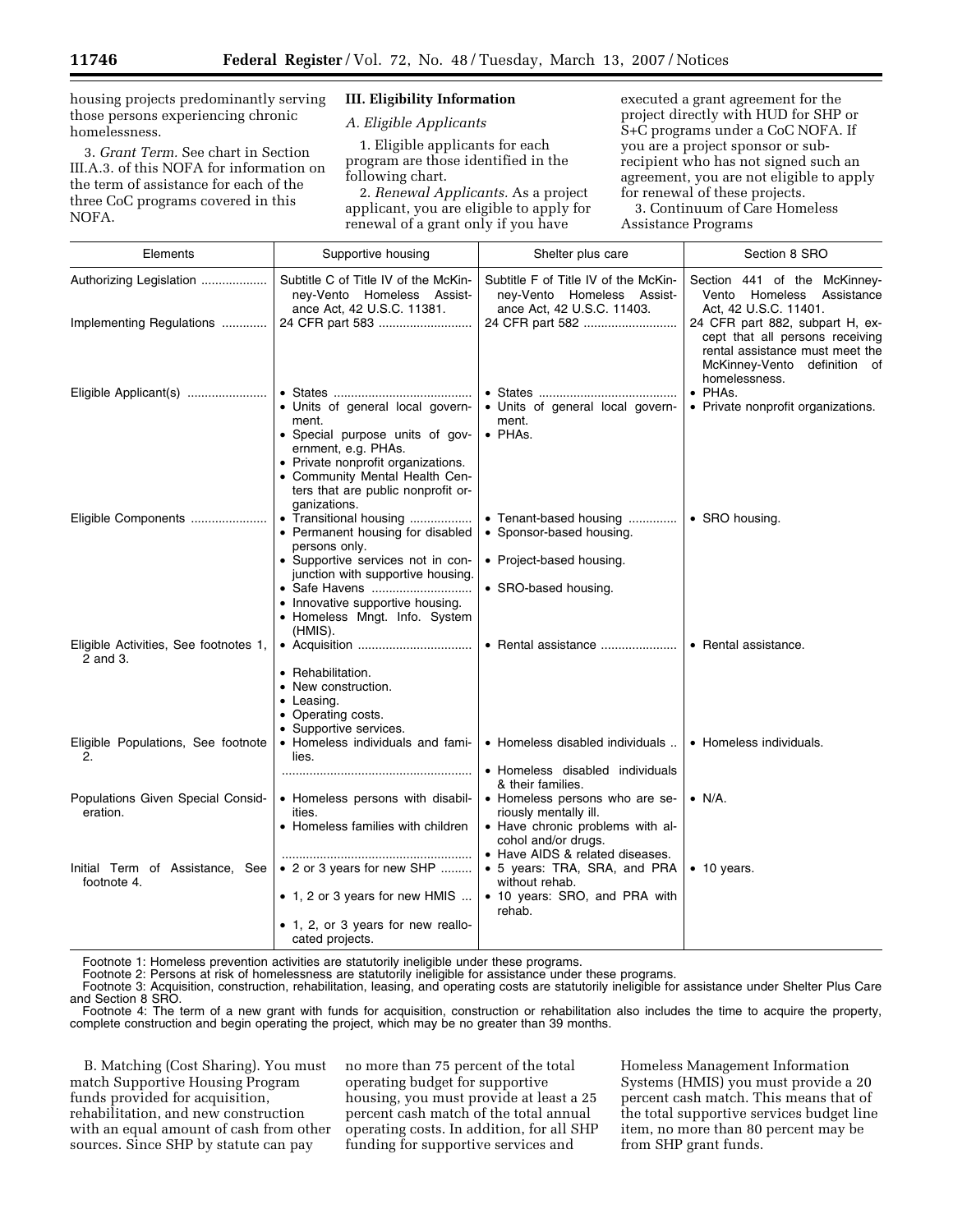housing projects predominantly serving those persons experiencing chronic homelessness.

3. *Grant Term.* See chart in Section III.A.3. of this NOFA for information on the term of assistance for each of the three CoC programs covered in this NOFA.

## III. Eligibility Information

### A. Eligible Applicants

1. Eligible applicants for each program are those identified in the following chart.

2. *Renewal Applicants.* As a project applicant, you are eligible to apply for renewal of a grant only if you have executed a grant agreement for the project directly with HUD for SHP or S+C programs under a CoC NOFA. If you are a project sponsor or sub-recipient who has not signed such an agreement, you are not eligible to apply for renewal of these projects.

3. Continuum of Care Homeless Assistance Programs

| Elements | Supportive housing | Shelter plus care | Section 8 SRO |
|---|---|---|---|
| Authorizing Legislation | Subtitle C of Title IV of the McKinney-Vento Homeless Assistance Act, 42 U.S.C. 11381. | Subtitle F of Title IV of the McKinney-Vento Homeless Assistance Act, 42 U.S.C. 11403. | Section 441 of the McKinney-Vento Homeless Assistance Act, 42 U.S.C. 11401. |
| Implementing Regulations | 24 CFR part 583 | 24 CFR part 582 | 24 CFR part 882, subpart H, except that all persons receiving rental assistance must meet the McKinney-Vento definition of homelessness. |
| Eligible Applicant(s) | • States<br>• Units of general local government.<br>• Special purpose units of government, e.g. PHAs.<br>• Private nonprofit organizations.<br>• Community Mental Health Centers that are public nonprofit organizations. | • States<br>• Units of general local government.<br>• PHAs. | • PHAs.<br>• Private nonprofit organizations. |
| Eligible Components | • Transitional housing<br>• Permanent housing for disabled persons only.<br>• Supportive services not in conjunction with supportive housing.<br>• Safe Havens<br>• Innovative supportive housing.<br>• Homeless Mngt. Info. System (HMIS). | • Tenant-based housing<br>• Sponsor-based housing.<br>• Project-based housing.<br>• SRO-based housing. | • SRO housing. |
| Eligible Activities, See footnotes 1, 2 and 3. | • Acquisition<br>• Rehabilitation.<br>• New construction.<br>• Leasing.<br>• Operating costs.<br>• Supportive services. | • Rental assistance | • Rental assistance. |
| Eligible Populations, See footnote 2. | • Homeless individuals and families. | • Homeless disabled individuals<br>• Homeless disabled individuals & their families. | • Homeless individuals. |
| Populations Given Special Consideration. | • Homeless persons with disabilities.<br>• Homeless families with children | • Homeless persons who are seriously mentally ill.<br>• Have chronic problems with alcohol and/or drugs.<br>• Have AIDS & related diseases. | • N/A. |
| Initial Term of Assistance, See footnote 4. | • 2 or 3 years for new SHP<br>• 1, 2 or 3 years for new HMIS<br>• 1, 2, or 3 years for new reallocated projects. | • 5 years: TRA, SRA, and PRA without rehab.<br>• 10 years: SRO, and PRA with rehab. | • 10 years. |

Footnote 1: Homeless prevention activities are statutorily ineligible under these programs.

Footnote 2: Persons at risk of homelessness are statutorily ineligible for assistance under these programs.

Footnote 3: Acquisition, construction, rehabilitation, leasing, and operating costs are statutorily ineligible for assistance under Shelter Plus Care and Section 8 SRO.

Footnote 4: The term of a new grant with funds for acquisition, construction or rehabilitation also includes the time to acquire the property, complete construction and begin operating the project, which may be no greater than 39 months.

B. Matching (Cost Sharing). You must match Supportive Housing Program funds provided for acquisition, rehabilitation, and new construction with an equal amount of cash from other sources. Since SHP by statute can pay no more than 75 percent of the total operating budget for supportive housing, you must provide at least a 25 percent cash match of the total annual operating costs. In addition, for all SHP funding for supportive services and Homeless Management Information Systems (HMIS) you must provide a 20 percent cash match. This means that of the total supportive services budget line item, no more than 80 percent may be from SHP grant funds.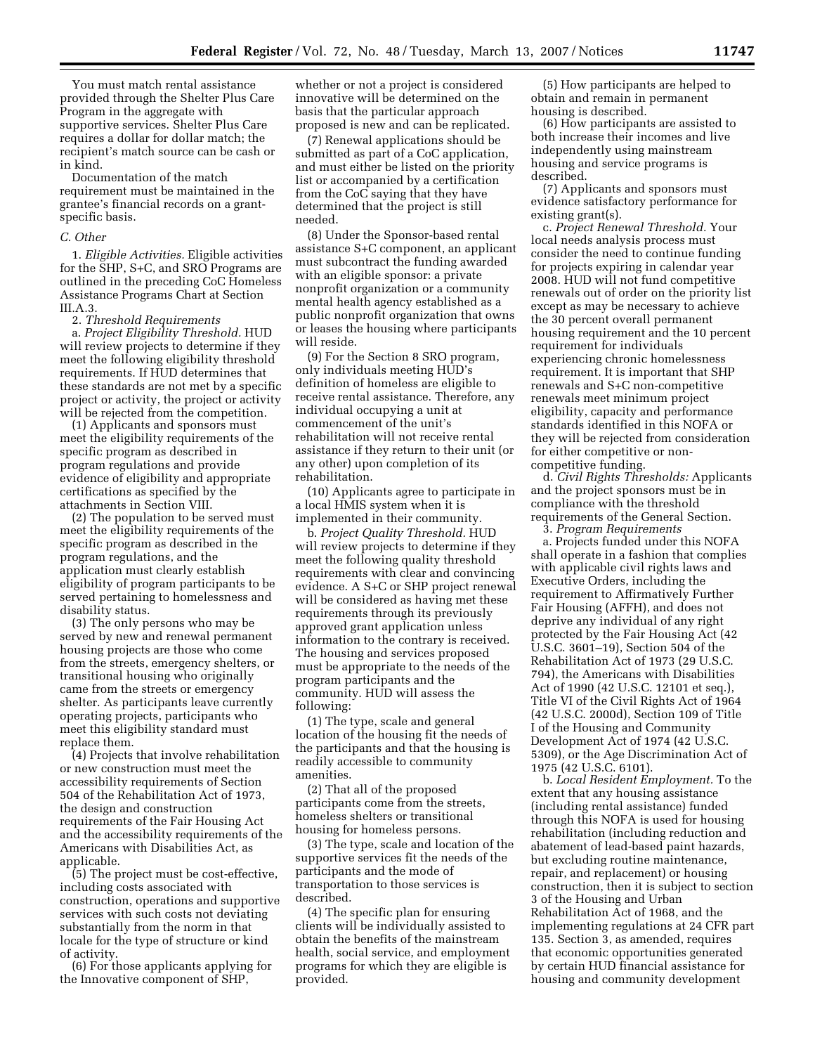You must match rental assistance provided through the Shelter Plus Care Program in the aggregate with supportive services. Shelter Plus Care requires a dollar for dollar match; the recipient's match source can be cash or in kind.

Documentation of the match requirement must be maintained in the grantee's financial records on a grant-specific basis.

*C. Other*

1. *Eligible Activities.* Eligible activities for the SHP, S+C, and SRO Programs are outlined in the preceding CoC Homeless Assistance Programs Chart at Section III.A.3.

2. *Threshold Requirements*

a. *Project Eligibility Threshold.* HUD will review projects to determine if they meet the following eligibility threshold requirements. If HUD determines that these standards are not met by a specific project or activity, the project or activity will be rejected from the competition.

(1) Applicants and sponsors must meet the eligibility requirements of the specific program as described in program regulations and provide evidence of eligibility and appropriate certifications as specified by the attachments in Section VIII.

(2) The population to be served must meet the eligibility requirements of the specific program as described in the program regulations, and the application must clearly establish eligibility of program participants to be served pertaining to homelessness and disability status.

(3) The only persons who may be served by new and renewal permanent housing projects are those who come from the streets, emergency shelters, or transitional housing who originally came from the streets or emergency shelter. As participants leave currently operating projects, participants who meet this eligibility standard must replace them.

(4) Projects that involve rehabilitation or new construction must meet the accessibility requirements of Section 504 of the Rehabilitation Act of 1973, the design and construction requirements of the Fair Housing Act and the accessibility requirements of the Americans with Disabilities Act, as applicable.

(5) The project must be cost-effective, including costs associated with construction, operations and supportive services with such costs not deviating substantially from the norm in that locale for the type of structure or kind of activity.

(6) For those applicants applying for the Innovative component of SHP, whether or not a project is considered innovative will be determined on the basis that the particular approach proposed is new and can be replicated.

(7) Renewal applications should be submitted as part of a CoC application, and must either be listed on the priority list or accompanied by a certification from the CoC saying that they have determined that the project is still needed.

(8) Under the Sponsor-based rental assistance S+C component, an applicant must subcontract the funding awarded with an eligible sponsor: a private nonprofit organization or a community mental health agency established as a public nonprofit organization that owns or leases the housing where participants will reside.

(9) For the Section 8 SRO program, only individuals meeting HUD's definition of homeless are eligible to receive rental assistance. Therefore, any individual occupying a unit at commencement of the unit's rehabilitation will not receive rental assistance if they return to their unit (or any other) upon completion of its rehabilitation.

(10) Applicants agree to participate in a local HMIS system when it is implemented in their community.

b. *Project Quality Threshold.* HUD will review projects to determine if they meet the following quality threshold requirements with clear and convincing evidence. A S+C or SHP project renewal will be considered as having met these requirements through its previously approved grant application unless information to the contrary is received. The housing and services proposed must be appropriate to the needs of the program participants and the community. HUD will assess the following:

(1) The type, scale and general location of the housing fit the needs of the participants and that the housing is readily accessible to community amenities.

(2) That all of the proposed participants come from the streets, homeless shelters or transitional housing for homeless persons.

(3) The type, scale and location of the supportive services fit the needs of the participants and the mode of transportation to those services is described.

(4) The specific plan for ensuring clients will be individually assisted to obtain the benefits of the mainstream health, social service, and employment programs for which they are eligible is provided.

(5) How participants are helped to obtain and remain in permanent housing is described.

(6) How participants are assisted to both increase their incomes and live independently using mainstream housing and service programs is described.

(7) Applicants and sponsors must evidence satisfactory performance for existing grant(s).

c. *Project Renewal Threshold.* Your local needs analysis process must consider the need to continue funding for projects expiring in calendar year 2008. HUD will not fund competitive renewals out of order on the priority list except as may be necessary to achieve the 30 percent overall permanent housing requirement and the 10 percent requirement for individuals experiencing chronic homelessness requirement. It is important that SHP renewals and S+C non-competitive renewals meet minimum project eligibility, capacity and performance standards identified in this NOFA or they will be rejected from consideration for either competitive or non-competitive funding.

d. *Civil Rights Thresholds:* Applicants and the project sponsors must be in compliance with the threshold requirements of the General Section.

3. *Program Requirements*

a. Projects funded under this NOFA shall operate in a fashion that complies with applicable civil rights laws and Executive Orders, including the requirement to Affirmatively Further Fair Housing (AFFH), and does not deprive any individual of any right protected by the Fair Housing Act (42 U.S.C. 3601–19), Section 504 of the Rehabilitation Act of 1973 (29 U.S.C. 794), the Americans with Disabilities Act of 1990 (42 U.S.C. 12101 et seq.), Title VI of the Civil Rights Act of 1964 (42 U.S.C. 2000d), Section 109 of Title I of the Housing and Community Development Act of 1974 (42 U.S.C. 5309), or the Age Discrimination Act of 1975 (42 U.S.C. 6101).

b. *Local Resident Employment.* To the extent that any housing assistance (including rental assistance) funded through this NOFA is used for housing rehabilitation (including reduction and abatement of lead-based paint hazards, but excluding routine maintenance, repair, and replacement) or housing construction, then it is subject to section 3 of the Housing and Urban Rehabilitation Act of 1968, and the implementing regulations at 24 CFR part 135. Section 3, as amended, requires that economic opportunities generated by certain HUD financial assistance for housing and community development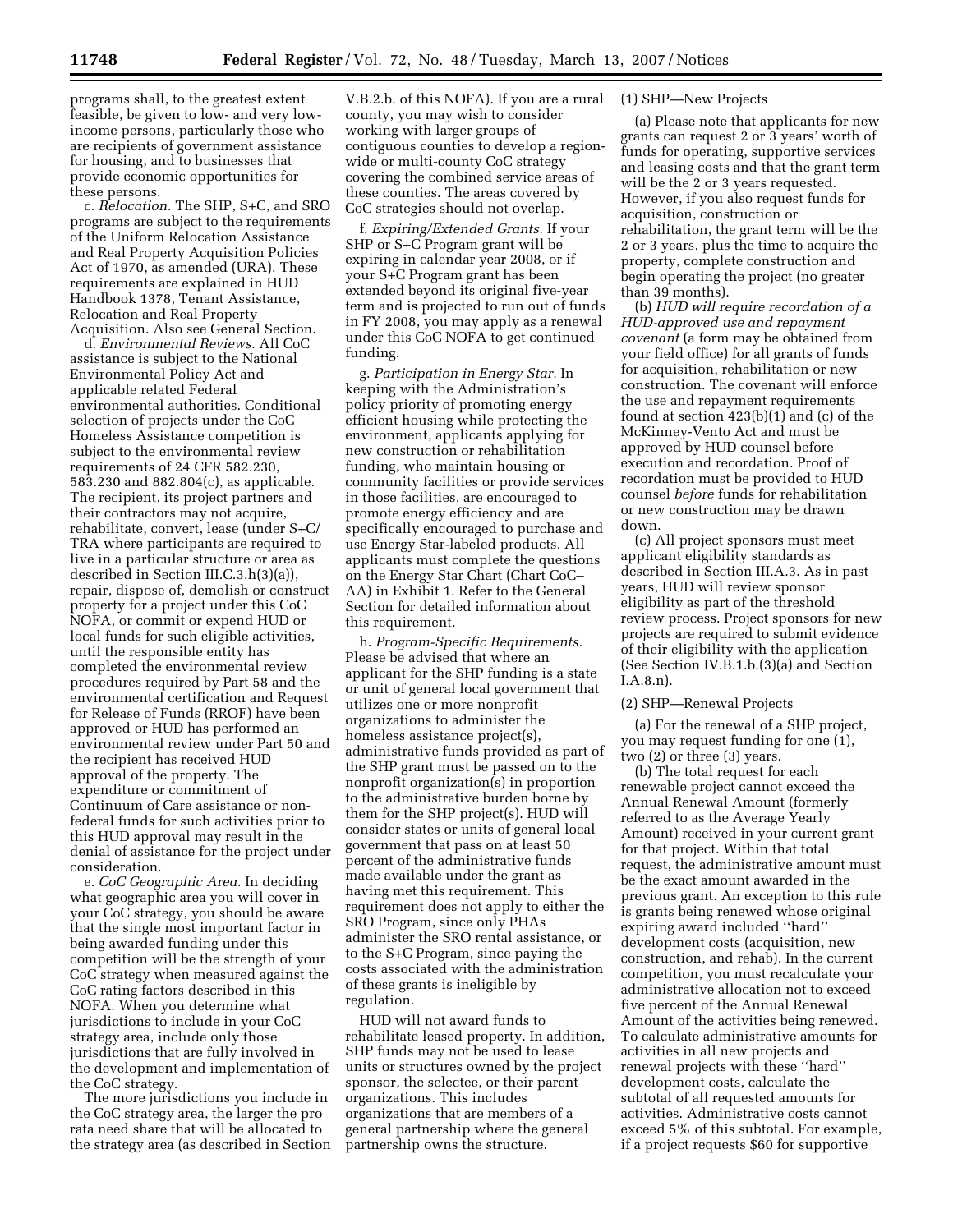programs shall, to the greatest extent feasible, be given to low- and very low-income persons, particularly those who are recipients of government assistance for housing, and to businesses that provide economic opportunities for these persons.

c. *Relocation.* The SHP, S+C, and SRO programs are subject to the requirements of the Uniform Relocation Assistance and Real Property Acquisition Policies Act of 1970, as amended (URA). These requirements are explained in HUD Handbook 1378, Tenant Assistance, Relocation and Real Property Acquisition. Also see General Section.

d. *Environmental Reviews.* All CoC assistance is subject to the National Environmental Policy Act and applicable related Federal environmental authorities. Conditional selection of projects under the CoC Homeless Assistance competition is subject to the environmental review requirements of 24 CFR 582.230, 583.230 and 882.804(c), as applicable. The recipient, its project partners and their contractors may not acquire, rehabilitate, convert, lease (under S+C/TRA where participants are required to live in a particular structure or area as described in Section III.C.3.h(3)(a)), repair, dispose of, demolish or construct property for a project under this CoC NOFA, or commit or expend HUD or local funds for such eligible activities, until the responsible entity has completed the environmental review procedures required by Part 58 and the environmental certification and Request for Release of Funds (RROF) have been approved or HUD has performed an environmental review under Part 50 and the recipient has received HUD approval of the property. The expenditure or commitment of Continuum of Care assistance or non-federal funds for such activities prior to this HUD approval may result in the denial of assistance for the project under consideration.

e. *CoC Geographic Area.* In deciding what geographic area you will cover in your CoC strategy, you should be aware that the single most important factor in being awarded funding under this competition will be the strength of your CoC strategy when measured against the CoC rating factors described in this NOFA. When you determine what jurisdictions to include in your CoC strategy area, include only those jurisdictions that are fully involved in the development and implementation of the CoC strategy.

The more jurisdictions you include in the CoC strategy area, the larger the pro rata need share that will be allocated to the strategy area (as described in Section V.B.2.b. of this NOFA). If you are a rural county, you may wish to consider working with larger groups of contiguous counties to develop a region-wide or multi-county CoC strategy covering the combined service areas of these counties. The areas covered by CoC strategies should not overlap.

f. *Expiring/Extended Grants.* If your SHP or S+C Program grant will be expiring in calendar year 2008, or if your S+C Program grant has been extended beyond its original five-year term and is projected to run out of funds in FY 2008, you may apply as a renewal under this CoC NOFA to get continued funding.

g. *Participation in Energy Star.* In keeping with the Administration's policy priority of promoting energy efficient housing while protecting the environment, applicants applying for new construction or rehabilitation funding, who maintain housing or community facilities or provide services in those facilities, are encouraged to promote energy efficiency and are specifically encouraged to purchase and use Energy Star-labeled products. All applicants must complete the questions on the Energy Star Chart (Chart CoC–AA) in Exhibit 1. Refer to the General Section for detailed information about this requirement.

h. *Program-Specific Requirements.* Please be advised that where an applicant for the SHP funding is a state or unit of general local government that utilizes one or more nonprofit organizations to administer the homeless assistance project(s), administrative funds provided as part of the SHP grant must be passed on to the nonprofit organization(s) in proportion to the administrative burden borne by them for the SHP project(s). HUD will consider states or units of general local government that pass on at least 50 percent of the administrative funds made available under the grant as having met this requirement. This requirement does not apply to either the SRO Program, since only PHAs administer the SRO rental assistance, or to the S+C Program, since paying the costs associated with the administration of these grants is ineligible by regulation.

HUD will not award funds to rehabilitate leased property. In addition, SHP funds may not be used to lease units or structures owned by the project sponsor, the selectee, or their parent organizations. This includes organizations that are members of a general partnership where the general partnership owns the structure.

(1) SHP—New Projects

(a) Please note that applicants for new grants can request 2 or 3 years' worth of funds for operating, supportive services and leasing costs and that the grant term will be the 2 or 3 years requested. However, if you also request funds for acquisition, construction or rehabilitation, the grant term will be the 2 or 3 years, plus the time to acquire the property, complete construction and begin operating the project (no greater than 39 months).

(b) *HUD will require recordation of a HUD-approved use and repayment covenant* (a form may be obtained from your field office) for all grants of funds for acquisition, rehabilitation or new construction. The covenant will enforce the use and repayment requirements found at section 423(b)(1) and (c) of the McKinney-Vento Act and must be approved by HUD counsel before execution and recordation. Proof of recordation must be provided to HUD counsel *before* funds for rehabilitation or new construction may be drawn down.

(c) All project sponsors must meet applicant eligibility standards as described in Section III.A.3. As in past years, HUD will review sponsor eligibility as part of the threshold review process. Project sponsors for new projects are required to submit evidence of their eligibility with the application (See Section IV.B.1.b.(3)(a) and Section I.A.8.n).

(2) SHP—Renewal Projects

(a) For the renewal of a SHP project, you may request funding for one (1), two (2) or three (3) years.

(b) The total request for each renewable project cannot exceed the Annual Renewal Amount (formerly referred to as the Average Yearly Amount) received in your current grant for that project. Within that total request, the administrative amount must be the exact amount awarded in the previous grant. An exception to this rule is grants being renewed whose original expiring award included ''hard'' development costs (acquisition, new construction, and rehab). In the current competition, you must recalculate your administrative allocation not to exceed five percent of the Annual Renewal Amount of the activities being renewed. To calculate administrative amounts for activities in all new projects and renewal projects with these ''hard'' development costs, calculate the subtotal of all requested amounts for activities. Administrative costs cannot exceed 5% of this subtotal. For example, if a project requests $60 for supportive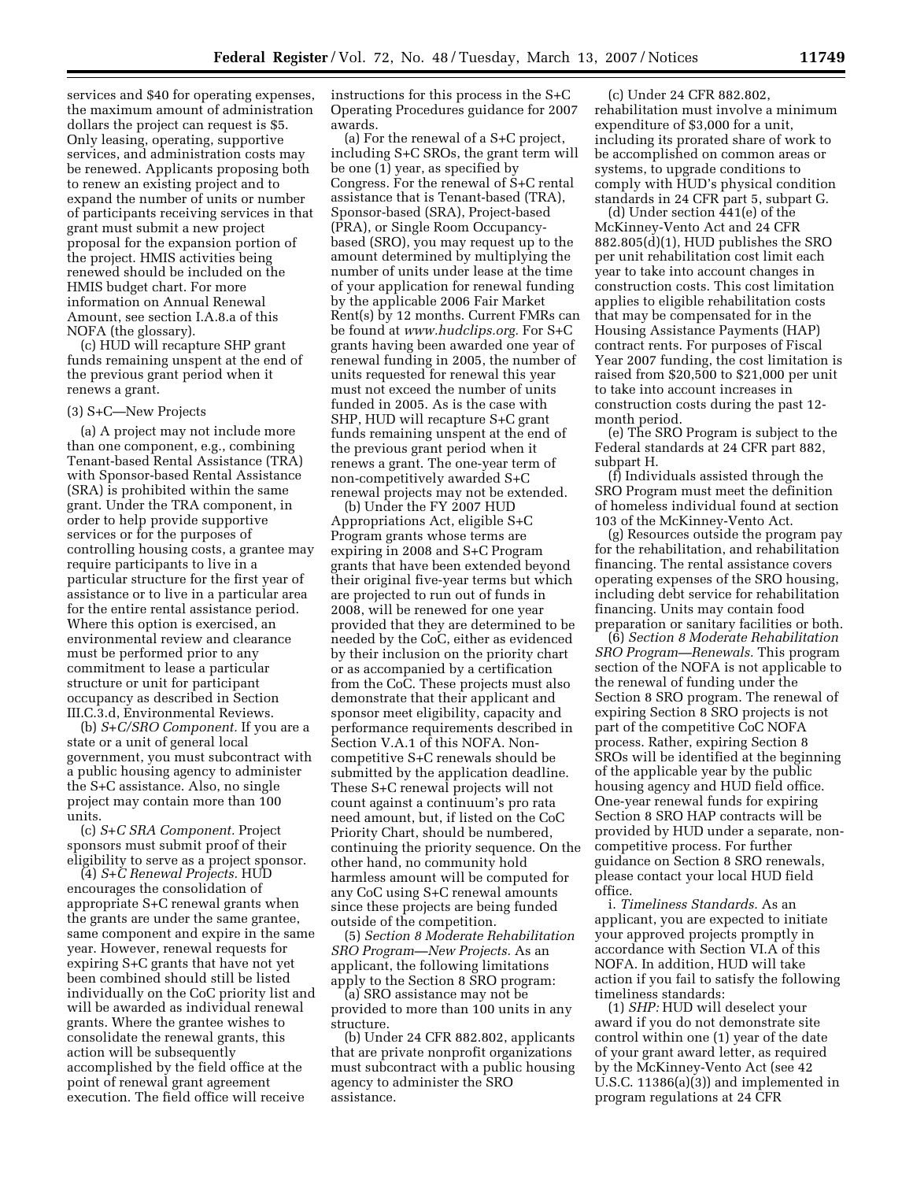services and $40 for operating expenses, the maximum amount of administration dollars the project can request is $5. Only leasing, operating, supportive services, and administration costs may be renewed. Applicants proposing both to renew an existing project and to expand the number of units or number of participants receiving services in that grant must submit a new project proposal for the expansion portion of the project. HMIS activities being renewed should be included on the HMIS budget chart. For more information on Annual Renewal Amount, see section I.A.8.a of this NOFA (the glossary).

(c) HUD will recapture SHP grant funds remaining unspent at the end of the previous grant period when it renews a grant.

(3) S+C—New Projects

(a) A project may not include more than one component, e.g., combining Tenant-based Rental Assistance (TRA) with Sponsor-based Rental Assistance (SRA) is prohibited within the same grant. Under the TRA component, in order to help provide supportive services or for the purposes of controlling housing costs, a grantee may require participants to live in a particular structure for the first year of assistance or to live in a particular area for the entire rental assistance period. Where this option is exercised, an environmental review and clearance must be performed prior to any commitment to lease a particular structure or unit for participant occupancy as described in Section III.C.3.d, Environmental Reviews.

(b) *S+C/SRO Component.* If you are a state or a unit of general local government, you must subcontract with a public housing agency to administer the S+C assistance. Also, no single project may contain more than 100 units.

(c) *S+C SRA Component.* Project sponsors must submit proof of their eligibility to serve as a project sponsor.

(4) *S+C Renewal Projects.* HUD encourages the consolidation of appropriate S+C renewal grants when the grants are under the same grantee, same component and expire in the same year. However, renewal requests for expiring S+C grants that have not yet been combined should still be listed individually on the CoC priority list and will be awarded as individual renewal grants. Where the grantee wishes to consolidate the renewal grants, this action will be subsequently accomplished by the field office at the point of renewal grant agreement execution. The field office will receive instructions for this process in the S+C Operating Procedures guidance for 2007 awards.

(a) For the renewal of a S+C project, including S+C SROs, the grant term will be one (1) year, as specified by Congress. For the renewal of S+C rental assistance that is Tenant-based (TRA), Sponsor-based (SRA), Project-based (PRA), or Single Room Occupancy-based (SRO), you may request up to the amount determined by multiplying the number of units under lease at the time of your application for renewal funding by the applicable 2006 Fair Market Rent(s) by 12 months. Current FMRs can be found at *www.hudclips.org.* For S+C grants having been awarded one year of renewal funding in 2005, the number of units requested for renewal this year must not exceed the number of units funded in 2005. As is the case with SHP, HUD will recapture S+C grant funds remaining unspent at the end of the previous grant period when it renews a grant. The one-year term of non-competitively awarded S+C renewal projects may not be extended.

(b) Under the FY 2007 HUD Appropriations Act, eligible S+C Program grants whose terms are expiring in 2008 and S+C Program grants that have been extended beyond their original five-year terms but which are projected to run out of funds in 2008, will be renewed for one year provided that they are determined to be needed by the CoC, either as evidenced by their inclusion on the priority chart or as accompanied by a certification from the CoC. These projects must also demonstrate that their applicant and sponsor meet eligibility, capacity and performance requirements described in Section V.A.1 of this NOFA. Non-competitive S+C renewals should be submitted by the application deadline. These S+C renewal projects will not count against a continuum's pro rata need amount, but, if listed on the CoC Priority Chart, should be numbered, continuing the priority sequence. On the other hand, no community hold harmless amount will be computed for any CoC using S+C renewal amounts since these projects are being funded outside of the competition.

(5) *Section 8 Moderate Rehabilitation SRO Program—New Projects.* As an applicant, the following limitations apply to the Section 8 SRO program:

(a) SRO assistance may not be provided to more than 100 units in any structure.

(b) Under 24 CFR 882.802, applicants that are private nonprofit organizations must subcontract with a public housing agency to administer the SRO assistance.

(c) Under 24 CFR 882.802, rehabilitation must involve a minimum expenditure of $3,000 for a unit, including its prorated share of work to be accomplished on common areas or systems, to upgrade conditions to comply with HUD's physical condition standards in 24 CFR part 5, subpart G.

(d) Under section 441(e) of the McKinney-Vento Act and 24 CFR 882.805(d)(1), HUD publishes the SRO per unit rehabilitation cost limit each year to take into account changes in construction costs. This cost limitation applies to eligible rehabilitation costs that may be compensated for in the Housing Assistance Payments (HAP) contract rents. For purposes of Fiscal Year 2007 funding, the cost limitation is raised from $20,500 to $21,000 per unit to take into account increases in construction costs during the past 12-month period.

(e) The SRO Program is subject to the Federal standards at 24 CFR part 882, subpart H.

(f) Individuals assisted through the SRO Program must meet the definition of homeless individual found at section 103 of the McKinney-Vento Act.

(g) Resources outside the program pay for the rehabilitation, and rehabilitation financing. The rental assistance covers operating expenses of the SRO housing, including debt service for rehabilitation financing. Units may contain food preparation or sanitary facilities or both.

(6) *Section 8 Moderate Rehabilitation SRO Program—Renewals.* This program section of the NOFA is not applicable to the renewal of funding under the Section 8 SRO program. The renewal of expiring Section 8 SRO projects is not part of the competitive CoC NOFA process. Rather, expiring Section 8 SROs will be identified at the beginning of the applicable year by the public housing agency and HUD field office. One-year renewal funds for expiring Section 8 SRO HAP contracts will be provided by HUD under a separate, non-competitive process. For further guidance on Section 8 SRO renewals, please contact your local HUD field office.

i. *Timeliness Standards.* As an applicant, you are expected to initiate your approved projects promptly in accordance with Section VI.A of this NOFA. In addition, HUD will take action if you fail to satisfy the following timeliness standards:

(1) *SHP:* HUD will deselect your award if you do not demonstrate site control within one (1) year of the date of your grant award letter, as required by the McKinney-Vento Act (see 42 U.S.C. 11386(a)(3)) and implemented in program regulations at 24 CFR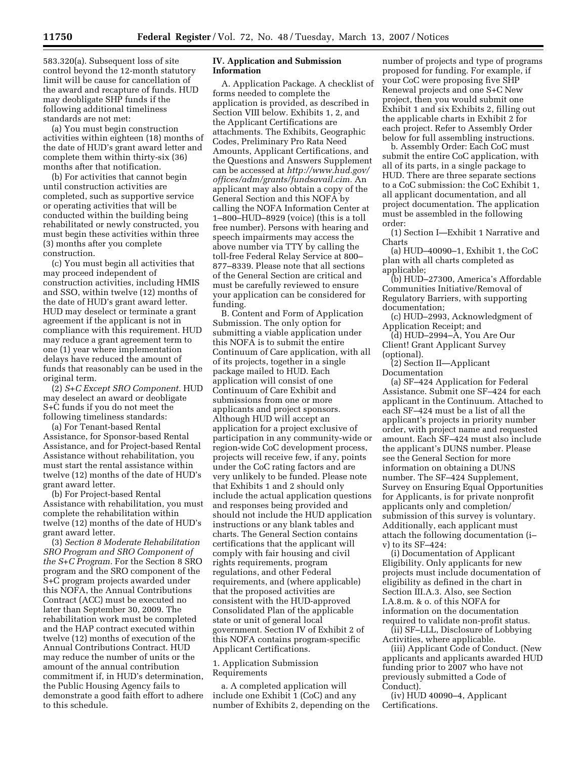583.320(a). Subsequent loss of site control beyond the 12-month statutory limit will be cause for cancellation of the award and recapture of funds. HUD may deobligate SHP funds if the following additional timeliness standards are not met:

(a) You must begin construction activities within eighteen (18) months of the date of HUD's grant award letter and complete them within thirty-six (36) months after that notification.

(b) For activities that cannot begin until construction activities are completed, such as supportive service or operating activities that will be conducted within the building being rehabilitated or newly constructed, you must begin these activities within three (3) months after you complete construction.

(c) You must begin all activities that may proceed independent of construction activities, including HMIS and SSO, within twelve (12) months of the date of HUD's grant award letter. HUD may deselect or terminate a grant agreement if the applicant is not in compliance with this requirement. HUD may reduce a grant agreement term to one (1) year where implementation delays have reduced the amount of funds that reasonably can be used in the original term.

(2) *S+C Except SRO Component.* HUD may deselect an award or deobligate S+C funds if you do not meet the following timeliness standards:

(a) For Tenant-based Rental Assistance, for Sponsor-based Rental Assistance, and for Project-based Rental Assistance without rehabilitation, you must start the rental assistance within twelve (12) months of the date of HUD's grant award letter.

(b) For Project-based Rental Assistance with rehabilitation, you must complete the rehabilitation within twelve (12) months of the date of HUD's grant award letter.

(3) *Section 8 Moderate Rehabilitation SRO Program and SRO Component of the S+C Program.* For the Section 8 SRO program and the SRO component of the S+C program projects awarded under this NOFA, the Annual Contributions Contract (ACC) must be executed no later than September 30, 2009. The rehabilitation work must be completed and the HAP contract executed within twelve (12) months of execution of the Annual Contributions Contract. HUD may reduce the number of units or the amount of the annual contribution commitment if, in HUD's determination, the Public Housing Agency fails to demonstrate a good faith effort to adhere to this schedule.

## IV. Application and Submission Information

A. Application Package. A checklist of forms needed to complete the application is provided, as described in Section VIII below. Exhibits 1, 2, and the Applicant Certifications are attachments. The Exhibits, Geographic Codes, Preliminary Pro Rata Need Amounts, Applicant Certifications, and the Questions and Answers Supplement can be accessed at *http://www.hud.gov/offices/adm/grants/fundsavail.cim.* An applicant may also obtain a copy of the General Section and this NOFA by calling the NOFA Information Center at 1–800–HUD–8929 (voice) (this is a toll free number). Persons with hearing and speech impairments may access the above number via TTY by calling the toll-free Federal Relay Service at 800–877–8339. Please note that all sections of the General Section are critical and must be carefully reviewed to ensure your application can be considered for funding.

B. Content and Form of Application Submission. The only option for submitting a viable application under this NOFA is to submit the entire Continuum of Care application, with all of its projects, together in a single package mailed to HUD. Each application will consist of one Continuum of Care Exhibit and submissions from one or more applicants and project sponsors. Although HUD will accept an application for a project exclusive of participation in any community-wide or region-wide CoC development process, projects will receive few, if any, points under the CoC rating factors and are very unlikely to be funded. Please note that Exhibits 1 and 2 should only include the actual application questions and responses being provided and should not include the HUD application instructions or any blank tables and charts. The General Section contains certifications that the applicant will comply with fair housing and civil rights requirements, program regulations, and other Federal requirements, and (where applicable) that the proposed activities are consistent with the HUD-approved Consolidated Plan of the applicable state or unit of general local government. Section IV of Exhibit 2 of this NOFA contains program-specific Applicant Certifications.

1. Application Submission Requirements

a. A completed application will include one Exhibit 1 (CoC) and any number of Exhibits 2, depending on the number of projects and type of programs proposed for funding. For example, if your CoC were proposing five SHP Renewal projects and one S+C New project, then you would submit one Exhibit 1 and six Exhibits 2, filling out the applicable charts in Exhibit 2 for each project. Refer to Assembly Order below for full assembling instructions.

b. Assembly Order: Each CoC must submit the entire CoC application, with all of its parts, in a single package to HUD. There are three separate sections to a CoC submission: the CoC Exhibit 1, all applicant documentation, and all project documentation. The application must be assembled in the following order:

(1) Section I—Exhibit 1 Narrative and Charts

(a) HUD–40090–1, Exhibit 1, the CoC plan with all charts completed as applicable;

(b) HUD–27300, America's Affordable Communities Initiative/Removal of Regulatory Barriers, with supporting documentation;

(c) HUD–2993, Acknowledgment of Application Receipt; and

(d) HUD–2994–A, You Are Our Client! Grant Applicant Survey (optional).

(2) Section II—Applicant Documentation

(a) SF–424 Application for Federal Assistance. Submit one SF–424 for each applicant in the Continuum. Attached to each SF–424 must be a list of all the applicant's projects in priority number order, with project name and requested amount. Each SF–424 must also include the applicant's DUNS number. Please see the General Section for more information on obtaining a DUNS number. The SF–424 Supplement, Survey on Ensuring Equal Opportunities for Applicants, is for private nonprofit applicants only and completion/submission of this survey is voluntary. Additionally, each applicant must attach the following documentation (i–v) to its SF–424:

(i) Documentation of Applicant Eligibility. Only applicants for new projects must include documentation of eligibility as defined in the chart in Section III.A.3. Also, see Section I.A.8.m. & o. of this NOFA for information on the documentation required to validate non-profit status.

(ii) SF–LLL, Disclosure of Lobbying Activities, where applicable.

(iii) Applicant Code of Conduct. (New applicants and applicants awarded HUD funding prior to 2007 who have not previously submitted a Code of Conduct).

(iv) HUD 40090–4, Applicant Certifications.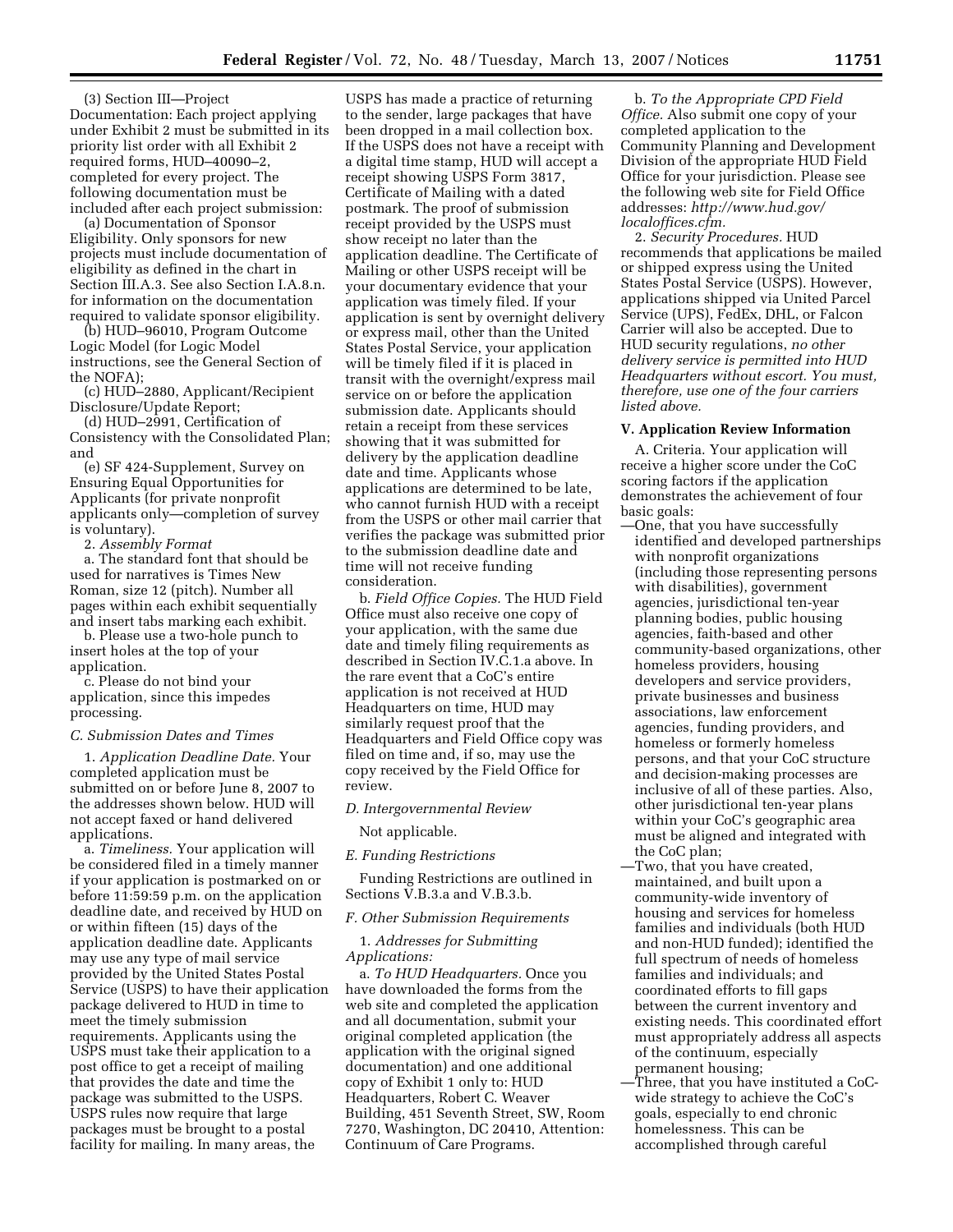(3) Section III—Project Documentation: Each project applying under Exhibit 2 must be submitted in its priority list order with all Exhibit 2 required forms, HUD–40090–2, completed for every project. The following documentation must be included after each project submission:

(a) Documentation of Sponsor Eligibility. Only sponsors for new projects must include documentation of eligibility as defined in the chart in Section III.A.3. See also Section I.A.8.n. for information on the documentation required to validate sponsor eligibility.

(b) HUD–96010, Program Outcome Logic Model (for Logic Model instructions, see the General Section of the NOFA);

(c) HUD–2880, Applicant/Recipient Disclosure/Update Report;

(d) HUD–2991, Certification of Consistency with the Consolidated Plan; and

(e) SF 424-Supplement, Survey on Ensuring Equal Opportunities for Applicants (for private nonprofit applicants only—completion of survey is voluntary).

2. *Assembly Format*

a. The standard font that should be used for narratives is Times New Roman, size 12 (pitch). Number all pages within each exhibit sequentially and insert tabs marking each exhibit.

b. Please use a two-hole punch to insert holes at the top of your application.

c. Please do not bind your application, since this impedes processing.

*C. Submission Dates and Times*

1. *Application Deadline Date.* Your completed application must be submitted on or before June 8, 2007 to the addresses shown below. HUD will not accept faxed or hand delivered applications.

a. *Timeliness.* Your application will be considered filed in a timely manner if your application is postmarked on or before 11:59:59 p.m. on the application deadline date, and received by HUD on or within fifteen (15) days of the application deadline date. Applicants may use any type of mail service provided by the United States Postal Service (USPS) to have their application package delivered to HUD in time to meet the timely submission requirements. Applicants using the USPS must take their application to a post office to get a receipt of mailing that provides the date and time the package was submitted to the USPS. USPS rules now require that large packages must be brought to a postal facility for mailing. In many areas, the USPS has made a practice of returning to the sender, large packages that have been dropped in a mail collection box. If the USPS does not have a receipt with a digital time stamp, HUD will accept a receipt showing USPS Form 3817, Certificate of Mailing with a dated postmark. The proof of submission receipt provided by the USPS must show receipt no later than the application deadline. The Certificate of Mailing or other USPS receipt will be your documentary evidence that your application was timely filed. If your application is sent by overnight delivery or express mail, other than the United States Postal Service, your application will be timely filed if it is placed in transit with the overnight/express mail service on or before the application submission date. Applicants should retain a receipt from these services showing that it was submitted for delivery by the application deadline date and time. Applicants whose applications are determined to be late, who cannot furnish HUD with a receipt from the USPS or other mail carrier that verifies the package was submitted prior to the submission deadline date and time will not receive funding consideration.

b. *Field Office Copies.* The HUD Field Office must also receive one copy of your application, with the same due date and timely filing requirements as described in Section IV.C.1.a above. In the rare event that a CoC's entire application is not received at HUD Headquarters on time, HUD may similarly request proof that the Headquarters and Field Office copy was filed on time and, if so, may use the copy received by the Field Office for review.

*D. Intergovernmental Review*

Not applicable.

*E. Funding Restrictions*

Funding Restrictions are outlined in Sections V.B.3.a and V.B.3.b.

*F. Other Submission Requirements*

1. *Addresses for Submitting Applications:*

a. *To HUD Headquarters.* Once you have downloaded the forms from the web site and completed the application and all documentation, submit your original completed application (the application with the original signed documentation) and one additional copy of Exhibit 1 only to: HUD Headquarters, Robert C. Weaver Building, 451 Seventh Street, SW, Room 7270, Washington, DC 20410, Attention: Continuum of Care Programs.

b. *To the Appropriate CPD Field Office.* Also submit one copy of your completed application to the Community Planning and Development Division of the appropriate HUD Field Office for your jurisdiction. Please see the following web site for Field Office addresses: *http://www.hud.gov/localoffices.cfm*.

2. *Security Procedures.* HUD recommends that applications be mailed or shipped express using the United States Postal Service (USPS). However, applications shipped via United Parcel Service (UPS), FedEx, DHL, or Falcon Carrier will also be accepted. Due to HUD security regulations, *no other delivery service is permitted into HUD Headquarters without escort. You must, therefore, use one of the four carriers listed above.*

### V. Application Review Information

A. Criteria. Your application will receive a higher score under the CoC scoring factors if the application demonstrates the achievement of four basic goals:

—One, that you have successfully identified and developed partnerships with nonprofit organizations (including those representing persons with disabilities), government agencies, jurisdictional ten-year planning bodies, public housing agencies, faith-based and other community-based organizations, other homeless providers, housing developers and service providers, private businesses and business associations, law enforcement agencies, funding providers, and homeless or formerly homeless persons, and that your CoC structure and decision-making processes are inclusive of all of these parties. Also, other jurisdictional ten-year plans within your CoC's geographic area must be aligned and integrated with the CoC plan;

—Two, that you have created, maintained, and built upon a community-wide inventory of housing and services for homeless families and individuals (both HUD and non-HUD funded); identified the full spectrum of needs of homeless families and individuals; and coordinated efforts to fill gaps between the current inventory and existing needs. This coordinated effort must appropriately address all aspects of the continuum, especially permanent housing;

—Three, that you have instituted a CoC-wide strategy to achieve the CoC's goals, especially to end chronic homelessness. This can be accomplished through careful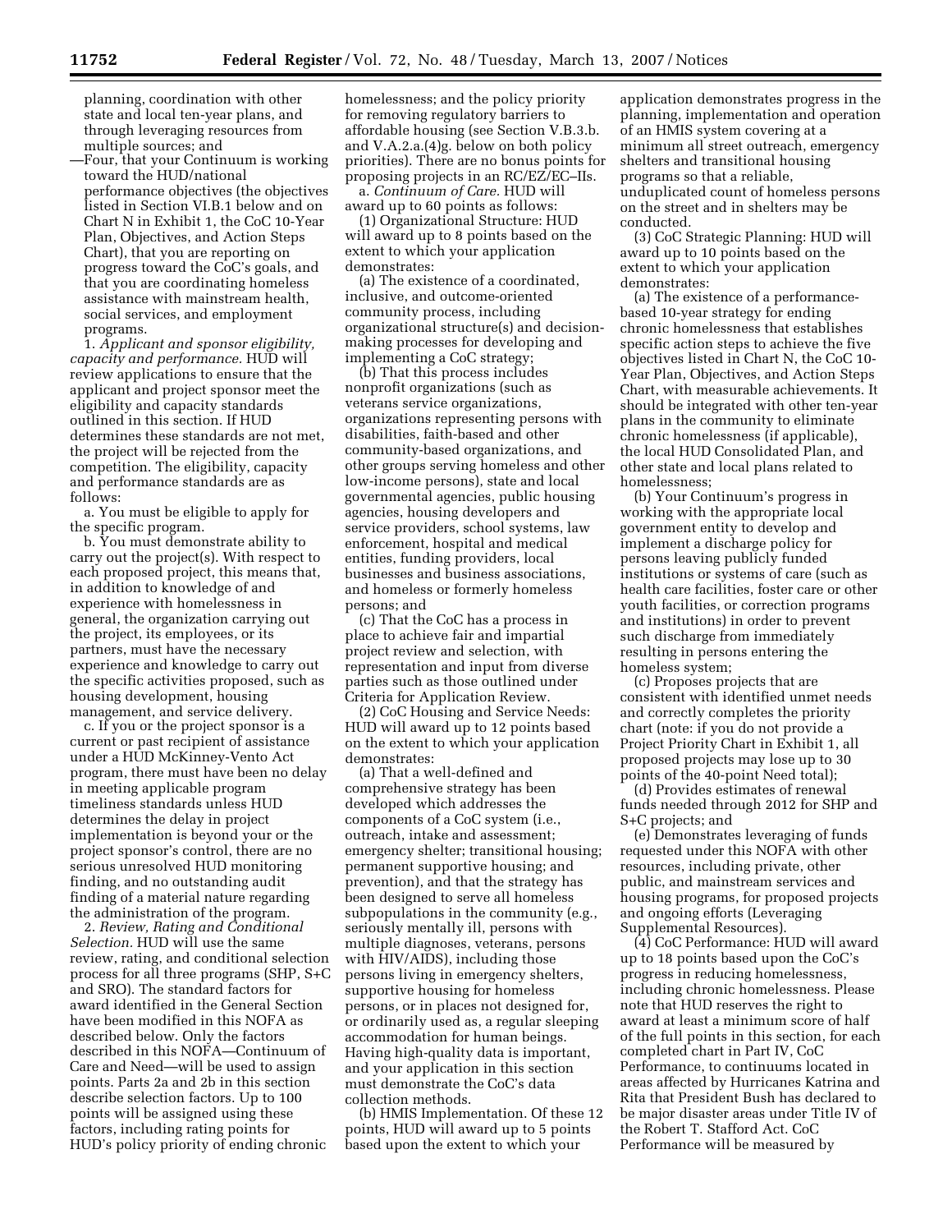planning, coordination with other state and local ten-year plans, and through leveraging resources from multiple sources; and

—Four, that your Continuum is working toward the HUD/national performance objectives (the objectives listed in Section VI.B.1 below and on Chart N in Exhibit 1, the CoC 10-Year Plan, Objectives, and Action Steps Chart), that you are reporting on progress toward the CoC's goals, and that you are coordinating homeless assistance with mainstream health, social services, and employment programs.

1. *Applicant and sponsor eligibility, capacity and performance.* HUD will review applications to ensure that the applicant and project sponsor meet the eligibility and capacity standards outlined in this section. If HUD determines these standards are not met, the project will be rejected from the competition. The eligibility, capacity and performance standards are as follows:

a. You must be eligible to apply for the specific program.

b. You must demonstrate ability to carry out the project(s). With respect to each proposed project, this means that, in addition to knowledge of and experience with homelessness in general, the organization carrying out the project, its employees, or its partners, must have the necessary experience and knowledge to carry out the specific activities proposed, such as housing development, housing management, and service delivery.

c. If you or the project sponsor is a current or past recipient of assistance under a HUD McKinney-Vento Act program, there must have been no delay in meeting applicable program timeliness standards unless HUD determines the delay in project implementation is beyond your or the project sponsor's control, there are no serious unresolved HUD monitoring finding, and no outstanding audit finding of a material nature regarding the administration of the program.

2. *Review, Rating and Conditional Selection.* HUD will use the same review, rating, and conditional selection process for all three programs (SHP, S+C and SRO). The standard factors for award identified in the General Section have been modified in this NOFA as described below. Only the factors described in this NOFA—Continuum of Care and Need—will be used to assign points. Parts 2a and 2b in this section describe selection factors. Up to 100 points will be assigned using these factors, including rating points for HUD's policy priority of ending chronic homelessness; and the policy priority for removing regulatory barriers to affordable housing (see Section V.B.3.b. and V.A.2.a.(4)g. below on both policy priorities). There are no bonus points for proposing projects in an RC/EZ/EC–IIs.

a. *Continuum of Care.* HUD will award up to 60 points as follows:

(1) Organizational Structure: HUD will award up to 8 points based on the extent to which your application demonstrates:

(a) The existence of a coordinated, inclusive, and outcome-oriented community process, including organizational structure(s) and decision-making processes for developing and implementing a CoC strategy;

(b) That this process includes nonprofit organizations (such as veterans service organizations, organizations representing persons with disabilities, faith-based and other community-based organizations, and other groups serving homeless and other low-income persons), state and local governmental agencies, public housing agencies, housing developers and service providers, school systems, law enforcement, hospital and medical entities, funding providers, local businesses and business associations, and homeless or formerly homeless persons; and

(c) That the CoC has a process in place to achieve fair and impartial project review and selection, with representation and input from diverse parties such as those outlined under Criteria for Application Review.

(2) CoC Housing and Service Needs: HUD will award up to 12 points based on the extent to which your application demonstrates:

(a) That a well-defined and comprehensive strategy has been developed which addresses the components of a CoC system (i.e., outreach, intake and assessment; emergency shelter; transitional housing; permanent supportive housing; and prevention), and that the strategy has been designed to serve all homeless subpopulations in the community (e.g., seriously mentally ill, persons with multiple diagnoses, veterans, persons with HIV/AIDS), including those persons living in emergency shelters, supportive housing for homeless persons, or in places not designed for, or ordinarily used as, a regular sleeping accommodation for human beings. Having high-quality data is important, and your application in this section must demonstrate the CoC's data collection methods.

(b) HMIS Implementation. Of these 12 points, HUD will award up to 5 points based upon the extent to which your application demonstrates progress in the planning, implementation and operation of an HMIS system covering at a minimum all street outreach, emergency shelters and transitional housing programs so that a reliable, unduplicated count of homeless persons on the street and in shelters may be conducted.

(3) CoC Strategic Planning: HUD will award up to 10 points based on the extent to which your application demonstrates:

(a) The existence of a performance-based 10-year strategy for ending chronic homelessness that establishes specific action steps to achieve the five objectives listed in Chart N, the CoC 10-Year Plan, Objectives, and Action Steps Chart, with measurable achievements. It should be integrated with other ten-year plans in the community to eliminate chronic homelessness (if applicable), the local HUD Consolidated Plan, and other state and local plans related to homelessness;

(b) Your Continuum's progress in working with the appropriate local government entity to develop and implement a discharge policy for persons leaving publicly funded institutions or systems of care (such as health care facilities, foster care or other youth facilities, or correction programs and institutions) in order to prevent such discharge from immediately resulting in persons entering the homeless system;

(c) Proposes projects that are consistent with identified unmet needs and correctly completes the priority chart (note: if you do not provide a Project Priority Chart in Exhibit 1, all proposed projects may lose up to 30 points of the 40-point Need total);

(d) Provides estimates of renewal funds needed through 2012 for SHP and S+C projects; and

(e) Demonstrates leveraging of funds requested under this NOFA with other resources, including private, other public, and mainstream services and housing programs, for proposed projects and ongoing efforts (Leveraging Supplemental Resources).

(4) CoC Performance: HUD will award up to 18 points based upon the CoC's progress in reducing homelessness, including chronic homelessness. Please note that HUD reserves the right to award at least a minimum score of half of the full points in this section, for each completed chart in Part IV, CoC Performance, to continuums located in areas affected by Hurricanes Katrina and Rita that President Bush has declared to be major disaster areas under Title IV of the Robert T. Stafford Act. CoC Performance will be measured by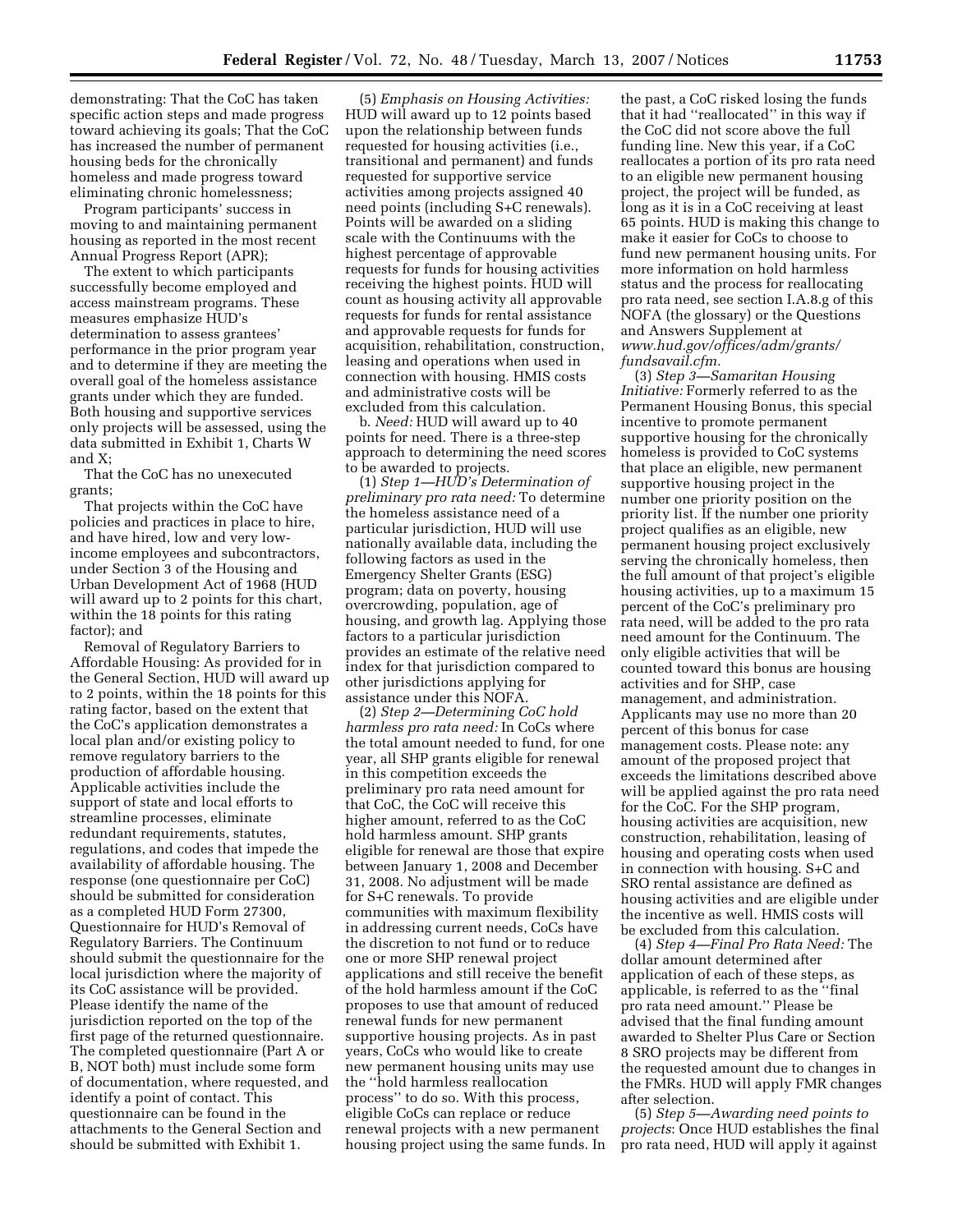demonstrating: That the CoC has taken specific action steps and made progress toward achieving its goals; That the CoC has increased the number of permanent housing beds for the chronically homeless and made progress toward eliminating chronic homelessness;

Program participants' success in moving to and maintaining permanent housing as reported in the most recent Annual Progress Report (APR);

The extent to which participants successfully become employed and access mainstream programs. These measures emphasize HUD's determination to assess grantees' performance in the prior program year and to determine if they are meeting the overall goal of the homeless assistance grants under which they are funded. Both housing and supportive services only projects will be assessed, using the data submitted in Exhibit 1, Charts W and X;

That the CoC has no unexecuted grants;

That projects within the CoC have policies and practices in place to hire, and have hired, low and very low-income employees and subcontractors, under Section 3 of the Housing and Urban Development Act of 1968 (HUD will award up to 2 points for this chart, within the 18 points for this rating factor); and

Removal of Regulatory Barriers to Affordable Housing: As provided for in the General Section, HUD will award up to 2 points, within the 18 points for this rating factor, based on the extent that the CoC's application demonstrates a local plan and/or existing policy to remove regulatory barriers to the production of affordable housing. Applicable activities include the support of state and local efforts to streamline processes, eliminate redundant requirements, statutes, regulations, and codes that impede the availability of affordable housing. The response (one questionnaire per CoC) should be submitted for consideration as a completed HUD Form 27300, Questionnaire for HUD's Removal of Regulatory Barriers. The Continuum should submit the questionnaire for the local jurisdiction where the majority of its CoC assistance will be provided. Please identify the name of the jurisdiction reported on the top of the first page of the returned questionnaire. The completed questionnaire (Part A or B, NOT both) must include some form of documentation, where requested, and identify a point of contact. This questionnaire can be found in the attachments to the General Section and should be submitted with Exhibit 1.

(5) *Emphasis on Housing Activities:* HUD will award up to 12 points based upon the relationship between funds requested for housing activities (i.e., transitional and permanent) and funds requested for supportive service activities among projects assigned 40 need points (including S+C renewals). Points will be awarded on a sliding scale with the Continuums with the highest percentage of approvable requests for funds for housing activities receiving the highest points. HUD will count as housing activity all approvable requests for funds for rental assistance and approvable requests for funds for acquisition, rehabilitation, construction, leasing and operations when used in connection with housing. HMIS costs and administrative costs will be excluded from this calculation.

b. *Need:* HUD will award up to 40 points for need. There is a three-step approach to determining the need scores to be awarded to projects.

(1) *Step 1—HUD's Determination of preliminary pro rata need:* To determine the homeless assistance need of a particular jurisdiction, HUD will use nationally available data, including the following factors as used in the Emergency Shelter Grants (ESG) program; data on poverty, housing overcrowding, population, age of housing, and growth lag. Applying those factors to a particular jurisdiction provides an estimate of the relative need index for that jurisdiction compared to other jurisdictions applying for assistance under this NOFA.

(2) *Step 2—Determining CoC hold harmless pro rata need:* In CoCs where the total amount needed to fund, for one year, all SHP grants eligible for renewal in this competition exceeds the preliminary pro rata need amount for that CoC, the CoC will receive this higher amount, referred to as the CoC hold harmless amount. SHP grants eligible for renewal are those that expire between January 1, 2008 and December 31, 2008. No adjustment will be made for S+C renewals. To provide communities with maximum flexibility in addressing current needs, CoCs have the discretion to not fund or to reduce one or more SHP renewal project applications and still receive the benefit of the hold harmless amount if the CoC proposes to use that amount of reduced renewal funds for new permanent supportive housing projects. As in past years, CoCs who would like to create new permanent housing units may use the "hold harmless reallocation process" to do so. With this process, eligible CoCs can replace or reduce renewal projects with a new permanent housing project using the same funds. In the past, a CoC risked losing the funds that it had "reallocated" in this way if the CoC did not score above the full funding line. New this year, if a CoC reallocates a portion of its pro rata need to an eligible new permanent housing project, the project will be funded, as long as it is in a CoC receiving at least 65 points. HUD is making this change to make it easier for CoCs to choose to fund new permanent housing units. For more information on hold harmless status and the process for reallocating pro rata need, see section I.A.8.g of this NOFA (the glossary) or the Questions and Answers Supplement at *www.hud.gov/offices/adm/grants/fundsavail.cfm.*

(3) *Step 3—Samaritan Housing Initiative:* Formerly referred to as the Permanent Housing Bonus, this special incentive to promote permanent supportive housing for the chronically homeless is provided to CoC systems that place an eligible, new permanent supportive housing project in the number one priority position on the priority list. If the number one priority project qualifies as an eligible, new permanent housing project exclusively serving the chronically homeless, then the full amount of that project's eligible housing activities, up to a maximum 15 percent of the CoC's preliminary pro rata need, will be added to the pro rata need amount for the Continuum. The only eligible activities that will be counted toward this bonus are housing activities and for SHP, case management, and administration. Applicants may use no more than 20 percent of this bonus for case management costs. Please note: any amount of the proposed project that exceeds the limitations described above will be applied against the pro rata need for the CoC. For the SHP program, housing activities are acquisition, new construction, rehabilitation, leasing of housing and operating costs when used in connection with housing. S+C and SRO rental assistance are defined as housing activities and are eligible under the incentive as well. HMIS costs will be excluded from this calculation.

(4) *Step 4—Final Pro Rata Need:* The dollar amount determined after application of each of these steps, as applicable, is referred to as the "final pro rata need amount." Please be advised that the final funding amount awarded to Shelter Plus Care or Section 8 SRO projects may be different from the requested amount due to changes in the FMRs. HUD will apply FMR changes after selection.

(5) *Step 5—Awarding need points to projects*: Once HUD establishes the final pro rata need, HUD will apply it against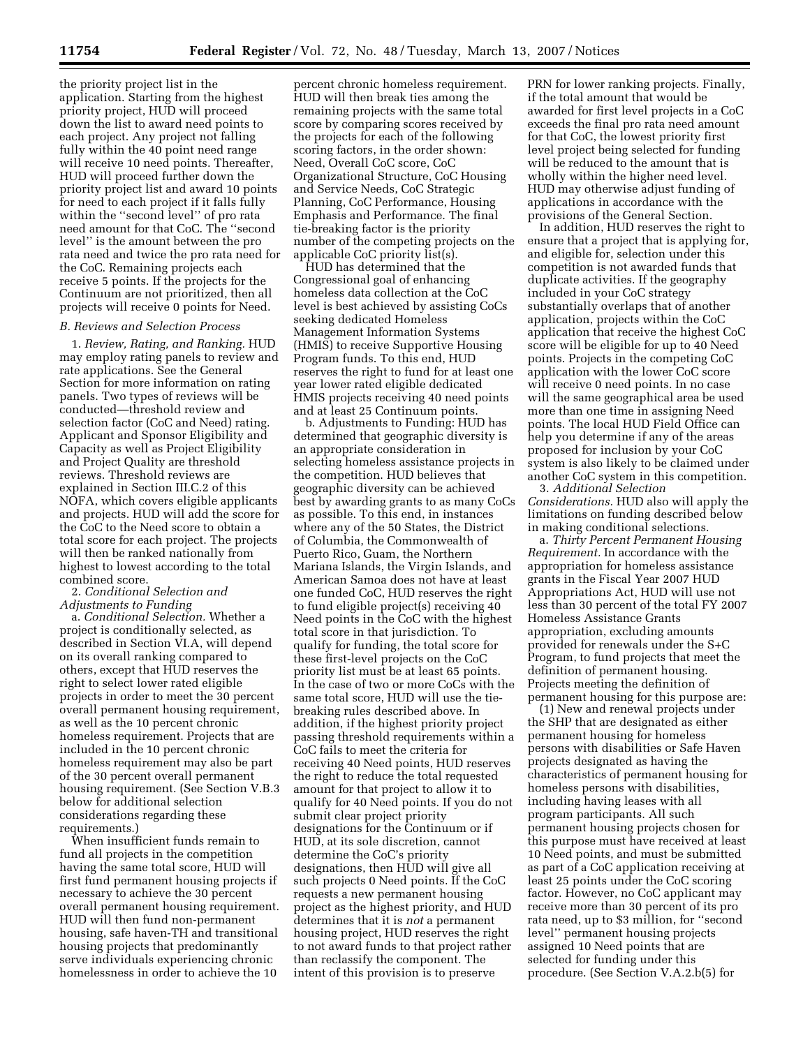the priority project list in the application. Starting from the highest priority project, HUD will proceed down the list to award need points to each project. Any project not falling fully within the 40 point need range will receive 10 need points. Thereafter, HUD will proceed further down the priority project list and award 10 points for need to each project if it falls fully within the ''second level'' of pro rata need amount for that CoC. The ''second level'' is the amount between the pro rata need and twice the pro rata need for the CoC. Remaining projects each receive 5 points. If the projects for the Continuum are not prioritized, then all projects will receive 0 points for Need.

### *B. Reviews and Selection Process*

1. *Review, Rating, and Ranking.* HUD may employ rating panels to review and rate applications. See the General Section for more information on rating panels. Two types of reviews will be conducted—threshold review and selection factor (CoC and Need) rating. Applicant and Sponsor Eligibility and Capacity as well as Project Eligibility and Project Quality are threshold reviews. Threshold reviews are explained in Section III.C.2 of this NOFA, which covers eligible applicants and projects. HUD will add the score for the CoC to the Need score to obtain a total score for each project. The projects will then be ranked nationally from highest to lowest according to the total combined score.

2. *Conditional Selection and Adjustments to Funding*

a. *Conditional Selection.* Whether a project is conditionally selected, as described in Section VI.A, will depend on its overall ranking compared to others, except that HUD reserves the right to select lower rated eligible projects in order to meet the 30 percent overall permanent housing requirement, as well as the 10 percent chronic homeless requirement. Projects that are included in the 10 percent chronic homeless requirement may also be part of the 30 percent overall permanent housing requirement. (See Section V.B.3 below for additional selection considerations regarding these requirements.)

When insufficient funds remain to fund all projects in the competition having the same total score, HUD will first fund permanent housing projects if necessary to achieve the 30 percent overall permanent housing requirement. HUD will then fund non-permanent housing, safe haven-TH and transitional housing projects that predominantly serve individuals experiencing chronic homelessness in order to achieve the 10 percent chronic homeless requirement. HUD will then break ties among the remaining projects with the same total score by comparing scores received by the projects for each of the following scoring factors, in the order shown: Need, Overall CoC score, CoC Organizational Structure, CoC Housing and Service Needs, CoC Strategic Planning, CoC Performance, Housing Emphasis and Performance. The final tie-breaking factor is the priority number of the competing projects on the applicable CoC priority list(s).

HUD has determined that the Congressional goal of enhancing homeless data collection at the CoC level is best achieved by assisting CoCs seeking dedicated Homeless Management Information Systems (HMIS) to receive Supportive Housing Program funds. To this end, HUD reserves the right to fund for at least one year lower rated eligible dedicated HMIS projects receiving 40 need points and at least 25 Continuum points.

b. Adjustments to Funding: HUD has determined that geographic diversity is an appropriate consideration in selecting homeless assistance projects in the competition. HUD believes that geographic diversity can be achieved best by awarding grants to as many CoCs as possible. To this end, in instances where any of the 50 States, the District of Columbia, the Commonwealth of Puerto Rico, Guam, the Northern Mariana Islands, the Virgin Islands, and American Samoa does not have at least one funded CoC, HUD reserves the right to fund eligible project(s) receiving 40 Need points in the CoC with the highest total score in that jurisdiction. To qualify for funding, the total score for these first-level projects on the CoC priority list must be at least 65 points. In the case of two or more CoCs with the same total score, HUD will use the tie-breaking rules described above. In addition, if the highest priority project passing threshold requirements within a CoC fails to meet the criteria for receiving 40 Need points, HUD reserves the right to reduce the total requested amount for that project to allow it to qualify for 40 Need points. If you do not submit clear project priority designations for the Continuum or if HUD, at its sole discretion, cannot determine the CoC's priority designations, then HUD will give all such projects 0 Need points. If the CoC requests a new permanent housing project as the highest priority, and HUD determines that it is *not* a permanent housing project, HUD reserves the right to not award funds to that project rather than reclassify the component. The intent of this provision is to preserve PRN for lower ranking projects. Finally, if the total amount that would be awarded for first level projects in a CoC exceeds the final pro rata need amount for that CoC, the lowest priority first level project being selected for funding will be reduced to the amount that is wholly within the higher need level. HUD may otherwise adjust funding of applications in accordance with the provisions of the General Section.

In addition, HUD reserves the right to ensure that a project that is applying for, and eligible for, selection under this competition is not awarded funds that duplicate activities. If the geography included in your CoC strategy substantially overlaps that of another application, projects within the CoC application that receive the highest CoC score will be eligible for up to 40 Need points. Projects in the competing CoC application with the lower CoC score will receive 0 need points. In no case will the same geographical area be used more than one time in assigning Need points. The local HUD Field Office can help you determine if any of the areas proposed for inclusion by your CoC system is also likely to be claimed under another CoC system in this competition.

3. *Additional Selection Considerations.* HUD also will apply the limitations on funding described below in making conditional selections.

a. *Thirty Percent Permanent Housing Requirement.* In accordance with the appropriation for homeless assistance grants in the Fiscal Year 2007 HUD Appropriations Act, HUD will use not less than 30 percent of the total FY 2007 Homeless Assistance Grants appropriation, excluding amounts provided for renewals under the S+C Program, to fund projects that meet the definition of permanent housing. Projects meeting the definition of permanent housing for this purpose are:

(1) New and renewal projects under the SHP that are designated as either permanent housing for homeless persons with disabilities or Safe Haven projects designated as having the characteristics of permanent housing for homeless persons with disabilities, including having leases with all program participants. All such permanent housing projects chosen for this purpose must have received at least 10 Need points, and must be submitted as part of a CoC application receiving at least 25 points under the CoC scoring factor. However, no CoC applicant may receive more than 30 percent of its pro rata need, up to $3 million, for ''second level'' permanent housing projects assigned 10 Need points that are selected for funding under this procedure. (See Section V.A.2.b(5) for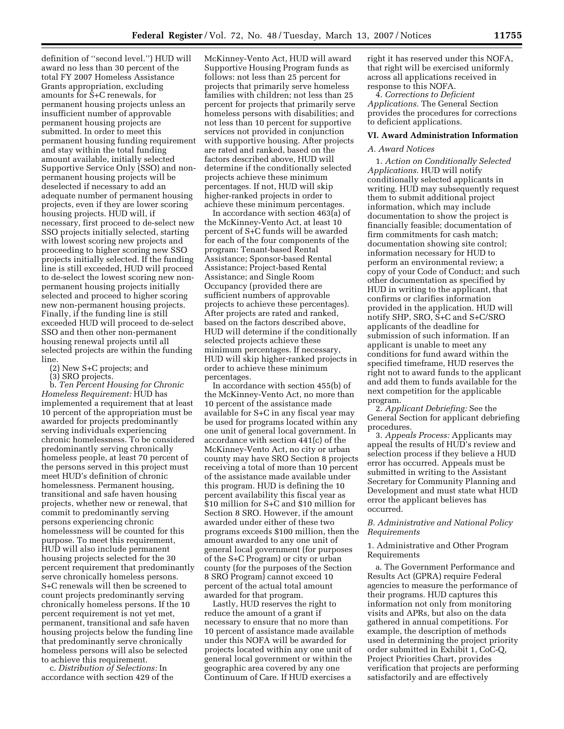definition of ''second level.'') HUD will award no less than 30 percent of the total FY 2007 Homeless Assistance Grants appropriation, excluding amounts for S+C renewals, for permanent housing projects unless an insufficient number of approvable permanent housing projects are submitted. In order to meet this permanent housing funding requirement and stay within the total funding amount available, initially selected Supportive Service Only (SSO) and non-permanent housing projects will be deselected if necessary to add an adequate number of permanent housing projects, even if they are lower scoring housing projects. HUD will, if necessary, first proceed to de-select new SSO projects initially selected, starting with lowest scoring new projects and proceeding to higher scoring new SSO projects initially selected. If the funding line is still exceeded, HUD will proceed to de-select the lowest scoring new non-permanent housing projects initially selected and proceed to higher scoring new non-permanent housing projects. Finally, if the funding line is still exceeded HUD will proceed to de-select SSO and then other non-permanent housing renewal projects until all selected projects are within the funding line.

(2) New S+C projects; and

(3) SRO projects.

b. *Ten Percent Housing for Chronic Homeless Requirement:* HUD has implemented a requirement that at least 10 percent of the appropriation must be awarded for projects predominantly serving individuals experiencing chronic homelessness. To be considered predominantly serving chronically homeless people, at least 70 percent of the persons served in this project must meet HUD's definition of chronic homelessness. Permanent housing, transitional and safe haven housing projects, whether new or renewal, that commit to predominantly serving persons experiencing chronic homelessness will be counted for this purpose. To meet this requirement, HUD will also include permanent housing projects selected for the 30 percent requirement that predominantly serve chronically homeless persons. S+C renewals will then be screened to count projects predominantly serving chronically homeless persons. If the 10 percent requirement is not yet met, permanent, transitional and safe haven housing projects below the funding line that predominantly serve chronically homeless persons will also be selected to achieve this requirement.

c. *Distribution of Selections:* In accordance with section 429 of the McKinney-Vento Act, HUD will award Supportive Housing Program funds as follows: not less than 25 percent for projects that primarily serve homeless families with children; not less than 25 percent for projects that primarily serve homeless persons with disabilities; and not less than 10 percent for supportive services not provided in conjunction with supportive housing. After projects are rated and ranked, based on the factors described above, HUD will determine if the conditionally selected projects achieve these minimum percentages. If not, HUD will skip higher-ranked projects in order to achieve these minimum percentages.

In accordance with section 463(a) of the McKinney-Vento Act, at least 10 percent of S+C funds will be awarded for each of the four components of the program: Tenant-based Rental Assistance; Sponsor-based Rental Assistance; Project-based Rental Assistance; and Single Room Occupancy (provided there are sufficient numbers of approvable projects to achieve these percentages). After projects are rated and ranked, based on the factors described above, HUD will determine if the conditionally selected projects achieve these minimum percentages. If necessary, HUD will skip higher-ranked projects in order to achieve these minimum percentages.

In accordance with section 455(b) of the McKinney-Vento Act, no more than 10 percent of the assistance made available for S+C in any fiscal year may be used for programs located within any one unit of general local government. In accordance with section 441(c) of the McKinney-Vento Act, no city or urban county may have SRO Section 8 projects receiving a total of more than 10 percent of the assistance made available under this program. HUD is defining the 10 percent availability this fiscal year as $10 million for S+C and $10 million for Section 8 SRO. However, if the amount awarded under either of these two programs exceeds $100 million, then the amount awarded to any one unit of general local government (for purposes of the S+C Program) or city or urban county (for the purposes of the Section 8 SRO Program) cannot exceed 10 percent of the actual total amount awarded for that program.

Lastly, HUD reserves the right to reduce the amount of a grant if necessary to ensure that no more than 10 percent of assistance made available under this NOFA will be awarded for projects located within any one unit of general local government or within the geographic area covered by any one Continuum of Care. If HUD exercises a right it has reserved under this NOFA, that right will be exercised uniformly across all applications received in response to this NOFA.

4. *Corrections to Deficient Applications.* The General Section provides the procedures for corrections to deficient applications.

## VI. Award Administration Information

### A. Award Notices

1. *Action on Conditionally Selected Applications.* HUD will notify conditionally selected applicants in writing. HUD may subsequently request them to submit additional project information, which may include documentation to show the project is financially feasible; documentation of firm commitments for cash match; documentation showing site control; information necessary for HUD to perform an environmental review; a copy of your Code of Conduct; and such other documentation as specified by HUD in writing to the applicant, that confirms or clarifies information provided in the application. HUD will notify SHP, SRO, S+C and S+C/SRO applicants of the deadline for submission of such information. If an applicant is unable to meet any conditions for fund award within the specified timeframe, HUD reserves the right not to award funds to the applicant and add them to funds available for the next competition for the applicable program.

2. *Applicant Debriefing:* See the General Section for applicant debriefing procedures.

3. *Appeals Process:* Applicants may appeal the results of HUD's review and selection process if they believe a HUD error has occurred. Appeals must be submitted in writing to the Assistant Secretary for Community Planning and Development and must state what HUD error the applicant believes has occurred.

### B. Administrative and National Policy Requirements

1. Administrative and Other Program Requirements

a. The Government Performance and Results Act (GPRA) require Federal agencies to measure the performance of their programs. HUD captures this information not only from monitoring visits and APRs, but also on the data gathered in annual competitions. For example, the description of methods used in determining the project priority order submitted in Exhibit 1, CoC-Q, Project Priorities Chart, provides verification that projects are performing satisfactorily and are effectively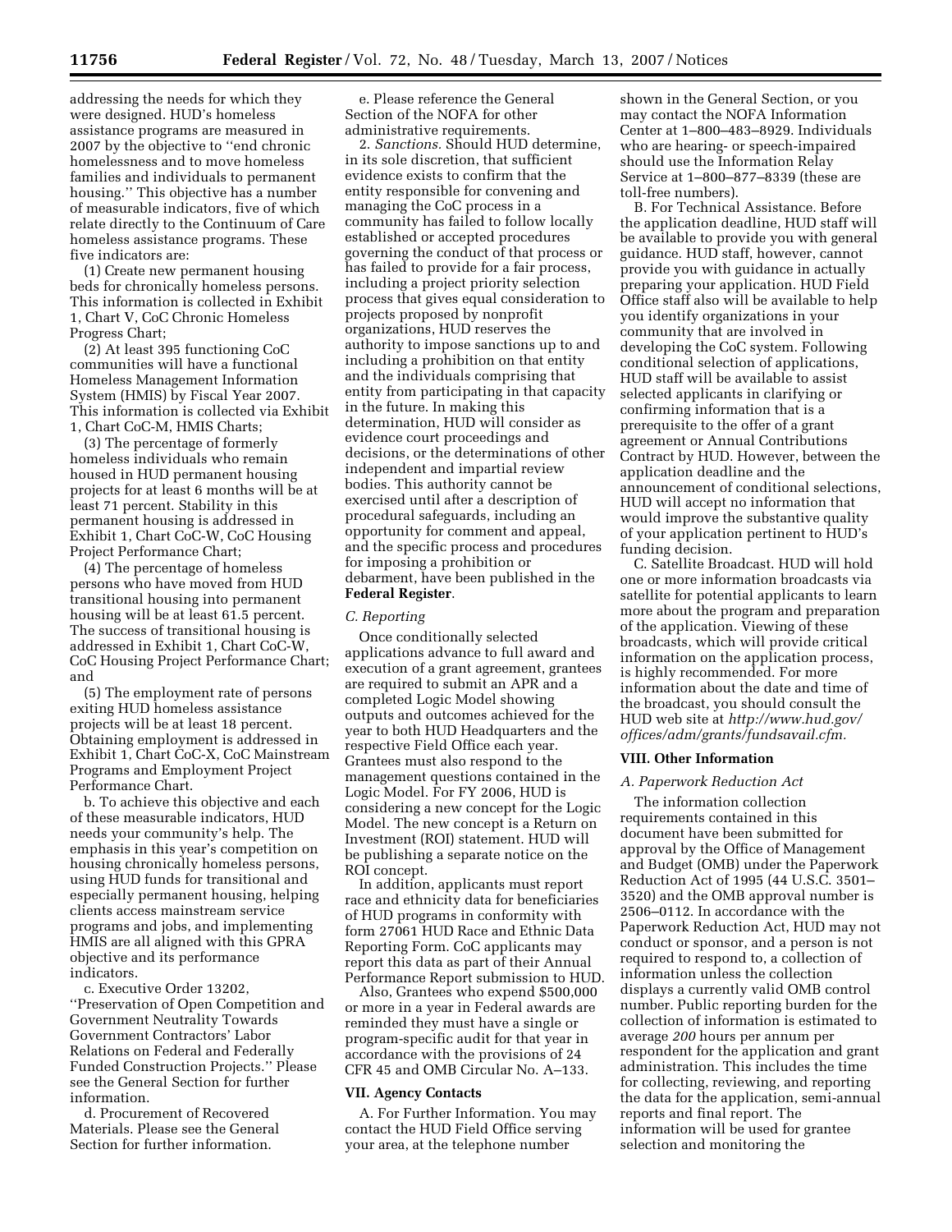addressing the needs for which they were designed. HUD's homeless assistance programs are measured in 2007 by the objective to ''end chronic homelessness and to move homeless families and individuals to permanent housing.'' This objective has a number of measurable indicators, five of which relate directly to the Continuum of Care homeless assistance programs. These five indicators are:

(1) Create new permanent housing beds for chronically homeless persons. This information is collected in Exhibit 1, Chart V, CoC Chronic Homeless Progress Chart;

(2) At least 395 functioning CoC communities will have a functional Homeless Management Information System (HMIS) by Fiscal Year 2007. This information is collected via Exhibit 1, Chart CoC-M, HMIS Charts;

(3) The percentage of formerly homeless individuals who remain housed in HUD permanent housing projects for at least 6 months will be at least 71 percent. Stability in this permanent housing is addressed in Exhibit 1, Chart CoC-W, CoC Housing Project Performance Chart;

(4) The percentage of homeless persons who have moved from HUD transitional housing into permanent housing will be at least 61.5 percent. The success of transitional housing is addressed in Exhibit 1, Chart CoC-W, CoC Housing Project Performance Chart; and

(5) The employment rate of persons exiting HUD homeless assistance projects will be at least 18 percent. Obtaining employment is addressed in Exhibit 1, Chart CoC-X, CoC Mainstream Programs and Employment Project Performance Chart.

b. To achieve this objective and each of these measurable indicators, HUD needs your community's help. The emphasis in this year's competition on housing chronically homeless persons, using HUD funds for transitional and especially permanent housing, helping clients access mainstream service programs and jobs, and implementing HMIS are all aligned with this GPRA objective and its performance indicators.

c. Executive Order 13202, ''Preservation of Open Competition and Government Neutrality Towards Government Contractors' Labor Relations on Federal and Federally Funded Construction Projects.'' Please see the General Section for further information.

d. Procurement of Recovered Materials. Please see the General Section for further information.

e. Please reference the General Section of the NOFA for other administrative requirements.

2. *Sanctions.* Should HUD determine, in its sole discretion, that sufficient evidence exists to confirm that the entity responsible for convening and managing the CoC process in a community has failed to follow locally established or accepted procedures governing the conduct of that process or has failed to provide for a fair process, including a project priority selection process that gives equal consideration to projects proposed by nonprofit organizations, HUD reserves the authority to impose sanctions up to and including a prohibition on that entity and the individuals comprising that entity from participating in that capacity in the future. In making this determination, HUD will consider as evidence court proceedings and decisions, or the determinations of other independent and impartial review bodies. This authority cannot be exercised until after a description of procedural safeguards, including an opportunity for comment and appeal, and the specific process and procedures for imposing a prohibition or debarment, have been published in the **Federal Register**.

### *C. Reporting*

Once conditionally selected applications advance to full award and execution of a grant agreement, grantees are required to submit an APR and a completed Logic Model showing outputs and outcomes achieved for the year to both HUD Headquarters and the respective Field Office each year. Grantees must also respond to the management questions contained in the Logic Model. For FY 2006, HUD is considering a new concept for the Logic Model. The new concept is a Return on Investment (ROI) statement. HUD will be publishing a separate notice on the ROI concept.

In addition, applicants must report race and ethnicity data for beneficiaries of HUD programs in conformity with form 27061 HUD Race and Ethnic Data Reporting Form. CoC applicants may report this data as part of their Annual Performance Report submission to HUD.

Also, Grantees who expend $500,000 or more in a year in Federal awards are reminded they must have a single or program-specific audit for that year in accordance with the provisions of 24 CFR 45 and OMB Circular No. A–133.

## VII. Agency Contacts

A. For Further Information. You may contact the HUD Field Office serving your area, at the telephone number shown in the General Section, or you may contact the NOFA Information Center at 1–800–483–8929. Individuals who are hearing- or speech-impaired should use the Information Relay Service at 1–800–877–8339 (these are toll-free numbers).

B. For Technical Assistance. Before the application deadline, HUD staff will be available to provide you with general guidance. HUD staff, however, cannot provide you with guidance in actually preparing your application. HUD Field Office staff also will be available to help you identify organizations in your community that are involved in developing the CoC system. Following conditional selection of applications, HUD staff will be available to assist selected applicants in clarifying or confirming information that is a prerequisite to the offer of a grant agreement or Annual Contributions Contract by HUD. However, between the application deadline and the announcement of conditional selections, HUD will accept no information that would improve the substantive quality of your application pertinent to HUD's funding decision.

C. Satellite Broadcast. HUD will hold one or more information broadcasts via satellite for potential applicants to learn more about the program and preparation of the application. Viewing of these broadcasts, which will provide critical information on the application process, is highly recommended. For more information about the date and time of the broadcast, you should consult the HUD web site at *http://www.hud.gov/offices/adm/grants/fundsavail.cfm.*

## VIII. Other Information

### *A. Paperwork Reduction Act*

The information collection requirements contained in this document have been submitted for approval by the Office of Management and Budget (OMB) under the Paperwork Reduction Act of 1995 (44 U.S.C. 3501–3520) and the OMB approval number is 2506–0112. In accordance with the Paperwork Reduction Act, HUD may not conduct or sponsor, and a person is not required to respond to, a collection of information unless the collection displays a currently valid OMB control number. Public reporting burden for the collection of information is estimated to average *200* hours per annum per respondent for the application and grant administration. This includes the time for collecting, reviewing, and reporting the data for the application, semi-annual reports and final report. The information will be used for grantee selection and monitoring the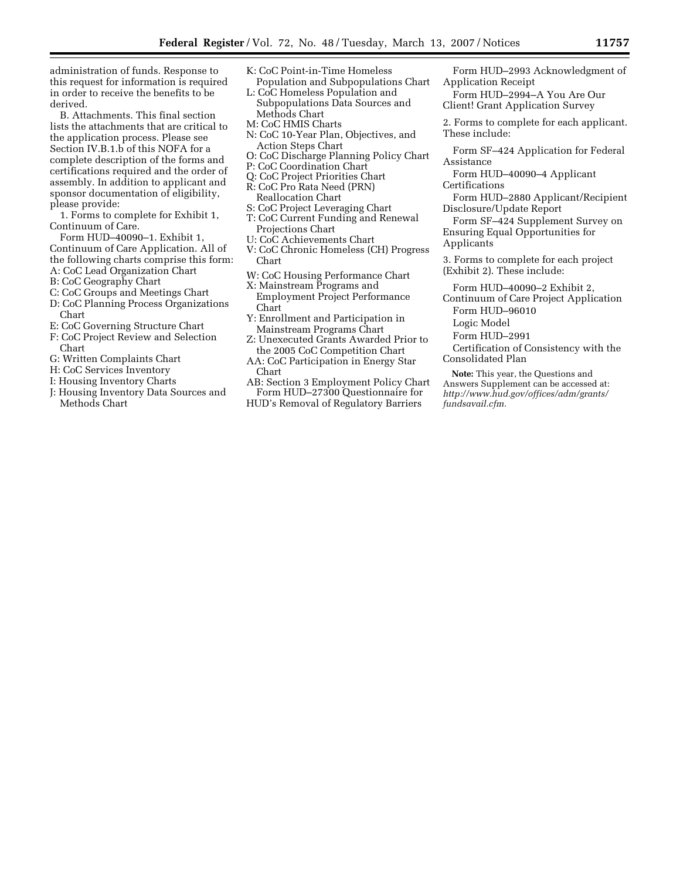administration of funds. Response to this request for information is required in order to receive the benefits to be derived.

B. Attachments. This final section lists the attachments that are critical to the application process. Please see Section IV.B.1.b of this NOFA for a complete description of the forms and certifications required and the order of assembly. In addition to applicant and sponsor documentation of eligibility, please provide:

1. Forms to complete for Exhibit 1, Continuum of Care.

Form HUD–40090–1. Exhibit 1, Continuum of Care Application. All of the following charts comprise this form:

A: CoC Lead Organization Chart
B: CoC Geography Chart
C: CoC Groups and Meetings Chart
D: CoC Planning Process Organizations Chart
E: CoC Governing Structure Chart
F: CoC Project Review and Selection Chart
G: Written Complaints Chart
H: CoC Services Inventory
I: Housing Inventory Charts
J: Housing Inventory Data Sources and Methods Chart
K: CoC Point-in-Time Homeless Population and Subpopulations Chart
L: CoC Homeless Population and Subpopulations Data Sources and Methods Chart
M: CoC HMIS Charts
N: CoC 10-Year Plan, Objectives, and Action Steps Chart
O: CoC Discharge Planning Policy Chart
P: CoC Coordination Chart
Q: CoC Project Priorities Chart
R: CoC Pro Rata Need (PRN) Reallocation Chart
S: CoC Project Leveraging Chart
T: CoC Current Funding and Renewal Projections Chart
U: CoC Achievements Chart
V: CoC Chronic Homeless (CH) Progress Chart
W: CoC Housing Performance Chart
X: Mainstream Programs and Employment Project Performance Chart
Y: Enrollment and Participation in Mainstream Programs Chart
Z: Unexecuted Grants Awarded Prior to the 2005 CoC Competition Chart
AA: CoC Participation in Energy Star Chart
AB: Section 3 Employment Policy Chart

Form HUD–27300 Questionnaire for HUD's Removal of Regulatory Barriers

Form HUD–2993 Acknowledgment of Application Receipt

Form HUD–2994–A You Are Our Client! Grant Application Survey

2. Forms to complete for each applicant. These include:

Form SF–424 Application for Federal Assistance

Form HUD–40090–4 Applicant Certifications

Form HUD–2880 Applicant/Recipient Disclosure/Update Report

Form SF–424 Supplement Survey on Ensuring Equal Opportunities for Applicants

3. Forms to complete for each project (Exhibit 2). These include:

Form HUD–40090–2 Exhibit 2, Continuum of Care Project Application

Form HUD–96010

Logic Model

Form HUD–2991

Certification of Consistency with the Consolidated Plan

**Note:** This year, the Questions and Answers Supplement can be accessed at: *http://www.hud.gov/offices/adm/grants/fundsavail.cfm.*